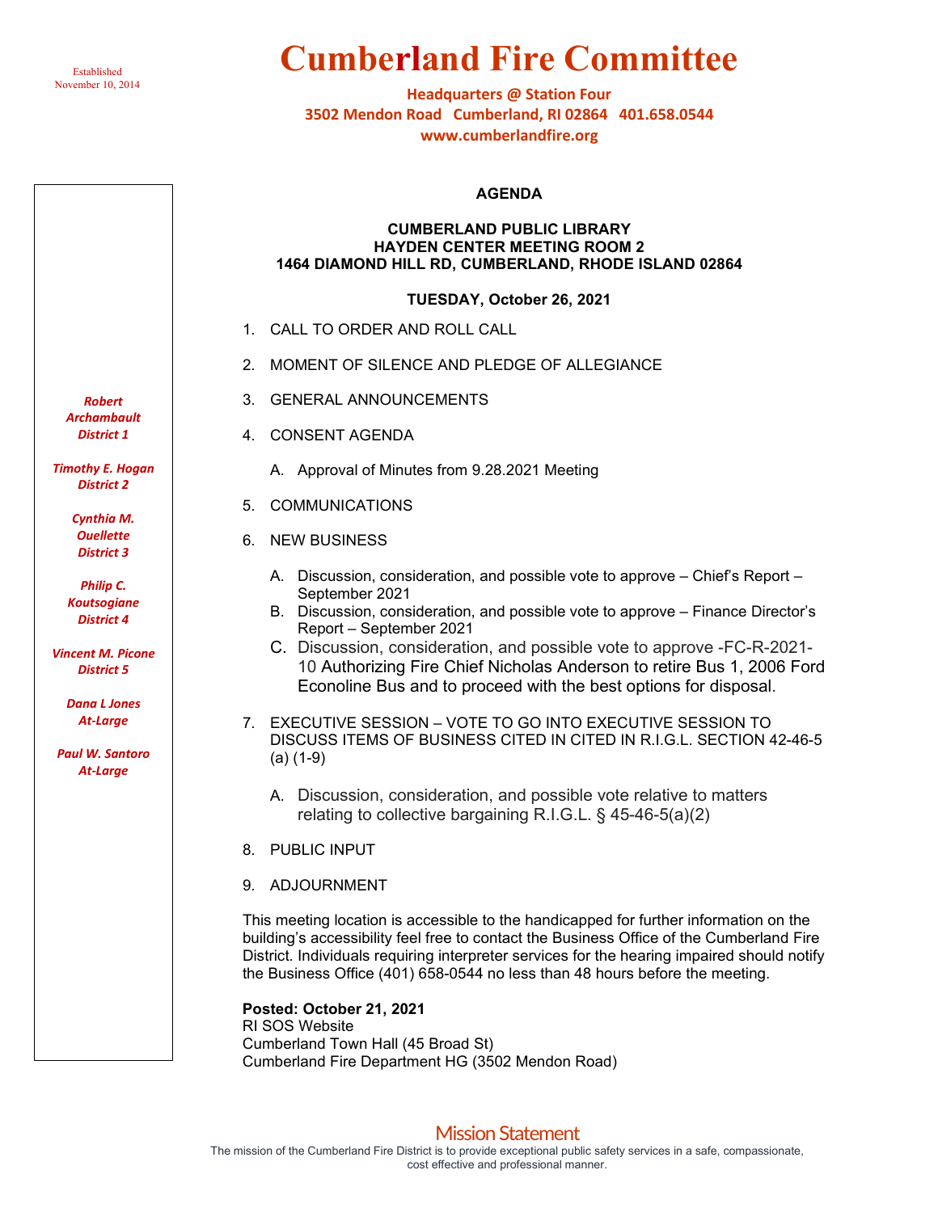Established
November 10, 2014

# Cumberland Fire Committee

**Headquarters @ Station Four**
**3502 Mendon Road Cumberland, RI 02864 401.658.0544**
**www.cumberlandfire.org**

*Robert Archambault*
*District 1*

*Timothy E. Hogan*
*District 2*

*Cynthia M. Ouellette*
*District 3*

*Philip C. Koutsogiane*
*District 4*

*Vincent M. Picone*
*District 5*

*Dana L Jones*
*At-Large*

*Paul W. Santoro*
*At-Large*

## AGENDA

**CUMBERLAND PUBLIC LIBRARY**
**HAYDEN CENTER MEETING ROOM 2**
**1464 DIAMOND HILL RD, CUMBERLAND, RHODE ISLAND 02864**

**TUESDAY, October 26, 2021**

1. CALL TO ORDER AND ROLL CALL
2. MOMENT OF SILENCE AND PLEDGE OF ALLEGIANCE
3. GENERAL ANNOUNCEMENTS
4. CONSENT AGENDA
   A. Approval of Minutes from 9.28.2021 Meeting
5. COMMUNICATIONS
6. NEW BUSINESS
   A. Discussion, consideration, and possible vote to approve – Chief's Report – September 2021
   B. Discussion, consideration, and possible vote to approve – Finance Director's Report – September 2021
   C. Discussion, consideration, and possible vote to approve -FC-R-2021-10 Authorizing Fire Chief Nicholas Anderson to retire Bus 1, 2006 Ford Econoline Bus and to proceed with the best options for disposal.
7. EXECUTIVE SESSION – VOTE TO GO INTO EXECUTIVE SESSION TO DISCUSS ITEMS OF BUSINESS CITED IN CITED IN R.I.G.L. SECTION 42-46-5 (a) (1-9)
   A. Discussion, consideration, and possible vote relative to matters relating to collective bargaining R.I.G.L. § 45-46-5(a)(2)
8. PUBLIC INPUT
9. ADJOURNMENT

This meeting location is accessible to the handicapped for further information on the building's accessibility feel free to contact the Business Office of the Cumberland Fire District. Individuals requiring interpreter services for the hearing impaired should notify the Business Office (401) 658-0544 no less than 48 hours before the meeting.

**Posted: October 21, 2021**
RI SOS Website
Cumberland Town Hall (45 Broad St)
Cumberland Fire Department HG (3502 Mendon Road)

## Mission Statement

The mission of the Cumberland Fire District is to provide exceptional public safety services in a safe, compassionate, cost effective and professional manner.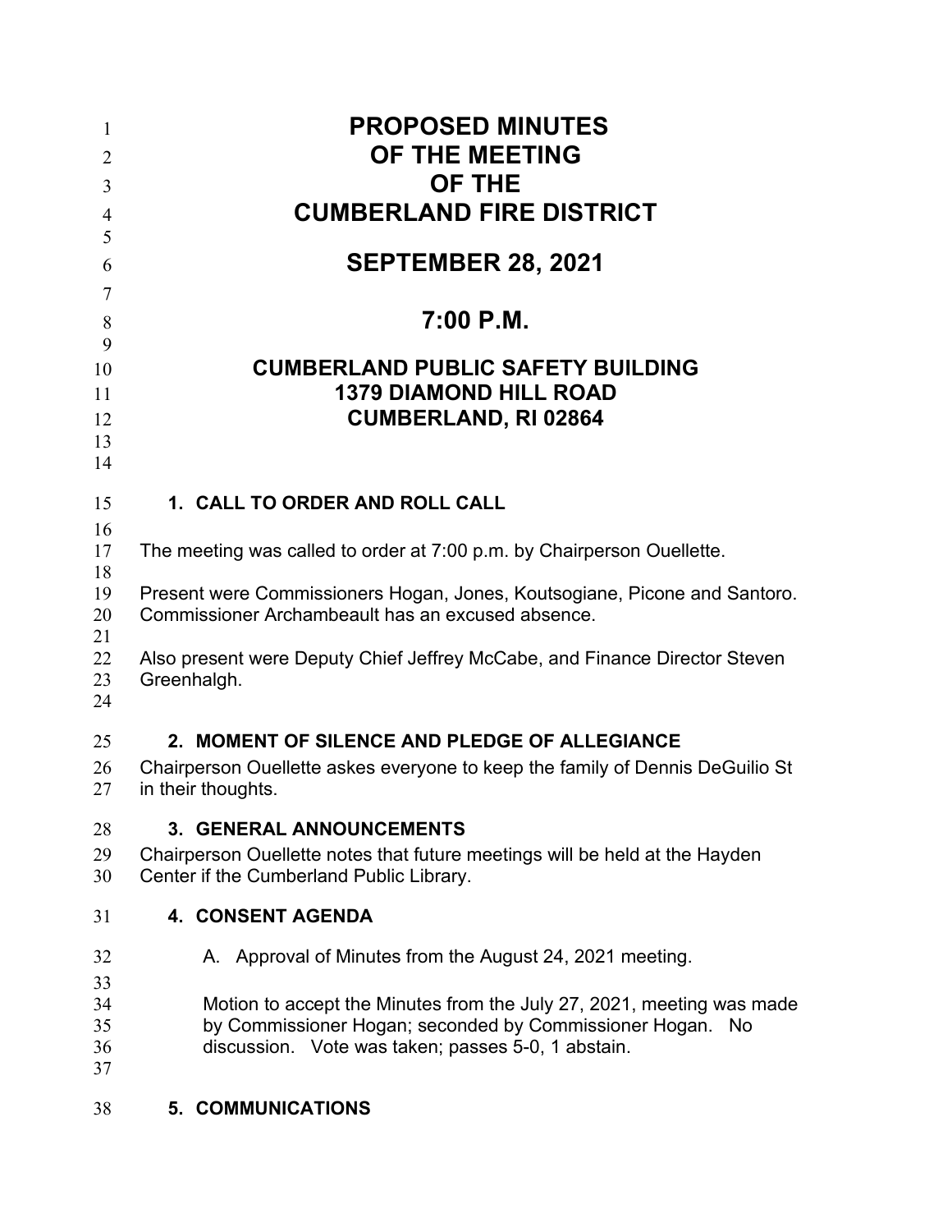# PROPOSED MINUTES
# OF THE MEETING
# OF THE
# CUMBERLAND FIRE DISTRICT

## SEPTEMBER 28, 2021

## 7:00 P.M.

## CUMBERLAND PUBLIC SAFETY BUILDING
## 1379 DIAMOND HILL ROAD
## CUMBERLAND, RI 02864

### 1. CALL TO ORDER AND ROLL CALL

The meeting was called to order at 7:00 p.m. by Chairperson Ouellette.

Present were Commissioners Hogan, Jones, Koutsogiane, Picone and Santoro. Commissioner Archambeault has an excused absence.

Also present were Deputy Chief Jeffrey McCabe, and Finance Director Steven Greenhalgh.

### 2. MOMENT OF SILENCE AND PLEDGE OF ALLEGIANCE

Chairperson Ouellette askes everyone to keep the family of Dennis DeGuilio St in their thoughts.

### 3. GENERAL ANNOUNCEMENTS

Chairperson Ouellette notes that future meetings will be held at the Hayden Center if the Cumberland Public Library.

### 4. CONSENT AGENDA

A. Approval of Minutes from the August 24, 2021 meeting.

Motion to accept the Minutes from the July 27, 2021, meeting was made by Commissioner Hogan; seconded by Commissioner Hogan. No discussion. Vote was taken; passes 5-0, 1 abstain.

### 5. COMMUNICATIONS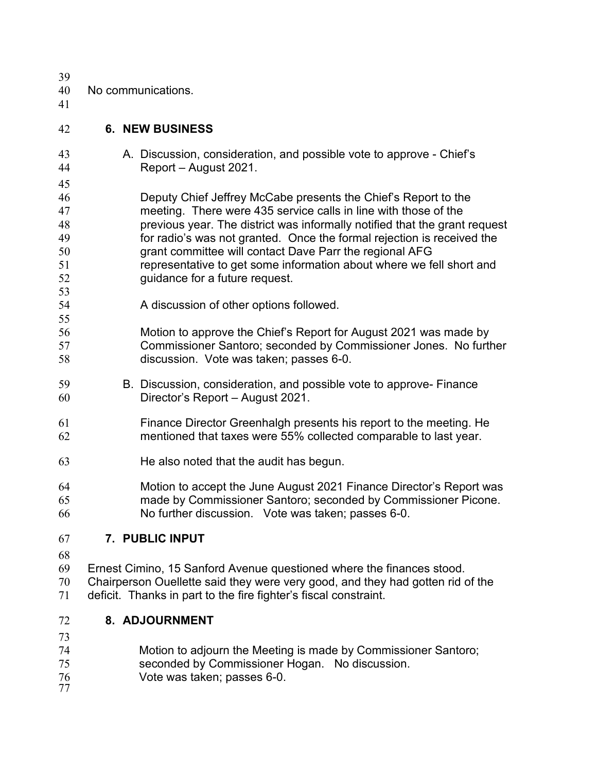No communications.

## 6. NEW BUSINESS

A. Discussion, consideration, and possible vote to approve - Chief's Report – August 2021.

Deputy Chief Jeffrey McCabe presents the Chief's Report to the meeting. There were 435 service calls in line with those of the previous year. The district was informally notified that the grant request for radio's was not granted. Once the formal rejection is received the grant committee will contact Dave Parr the regional AFG representative to get some information about where we fell short and guidance for a future request.

A discussion of other options followed.

Motion to approve the Chief's Report for August 2021 was made by Commissioner Santoro; seconded by Commissioner Jones. No further discussion. Vote was taken; passes 6-0.

B. Discussion, consideration, and possible vote to approve- Finance Director's Report – August 2021.

Finance Director Greenhalgh presents his report to the meeting. He mentioned that taxes were 55% collected comparable to last year.

He also noted that the audit has begun.

Motion to accept the June August 2021 Finance Director's Report was made by Commissioner Santoro; seconded by Commissioner Picone. No further discussion. Vote was taken; passes 6-0.

## 7. PUBLIC INPUT

Ernest Cimino, 15 Sanford Avenue questioned where the finances stood. Chairperson Ouellette said they were very good, and they had gotten rid of the deficit. Thanks in part to the fire fighter's fiscal constraint.

## 8. ADJOURNMENT

Motion to adjourn the Meeting is made by Commissioner Santoro; seconded by Commissioner Hogan. No discussion. Vote was taken; passes 6-0.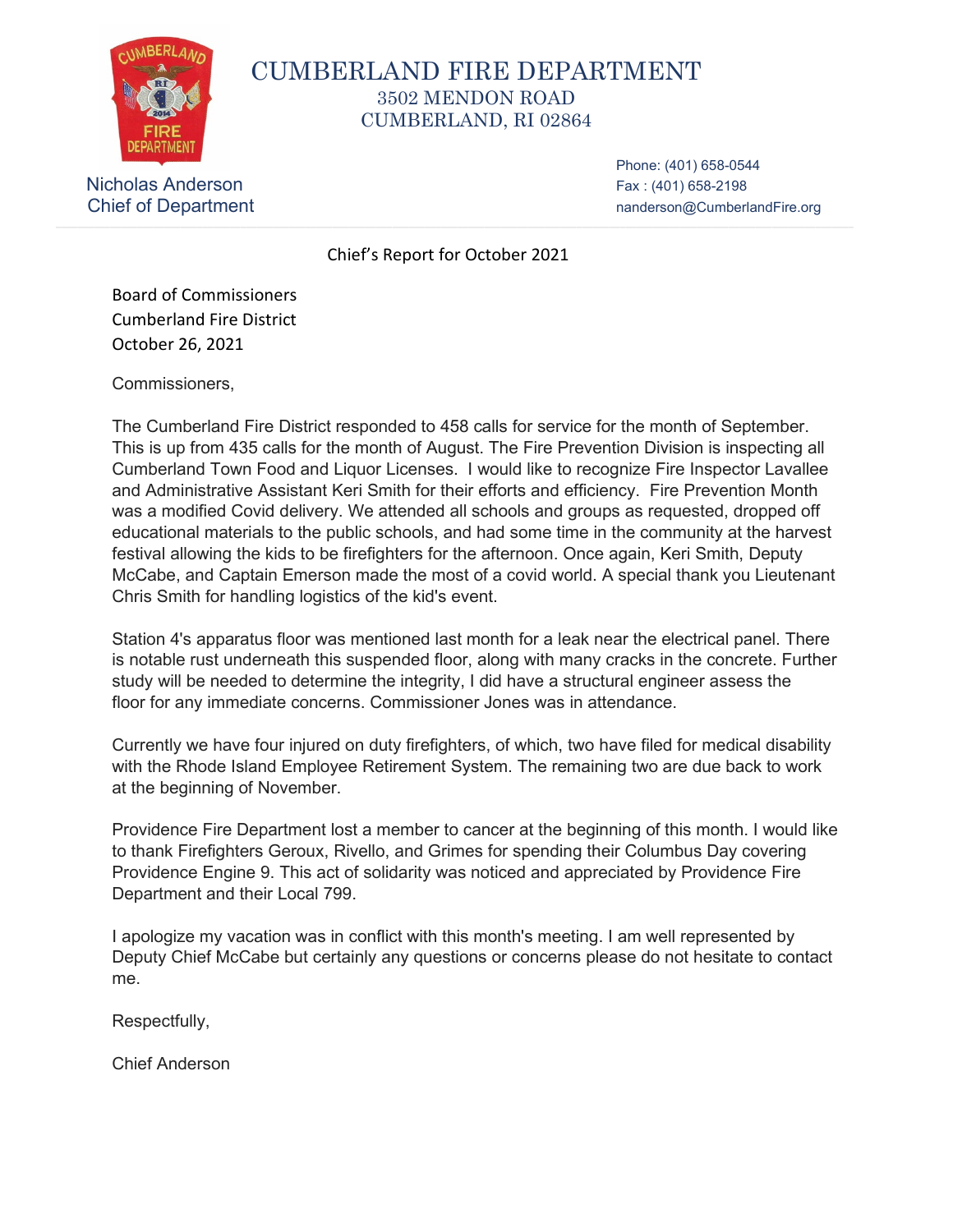# CUMBERLAND FIRE DEPARTMENT

3502 MENDON ROAD
CUMBERLAND, RI 02864

Nicholas Anderson
Chief of Department

Phone: (401) 658-0544
Fax : (401) 658-2198
nanderson@CumberlandFire.org

Chief's Report for October 2021

Board of Commissioners
Cumberland Fire District
October 26, 2021

Commissioners,

The Cumberland Fire District responded to 458 calls for service for the month of September. This is up from 435 calls for the month of August. The Fire Prevention Division is inspecting all Cumberland Town Food and Liquor Licenses. I would like to recognize Fire Inspector Lavallee and Administrative Assistant Keri Smith for their efforts and efficiency. Fire Prevention Month was a modified Covid delivery. We attended all schools and groups as requested, dropped off educational materials to the public schools, and had some time in the community at the harvest festival allowing the kids to be firefighters for the afternoon. Once again, Keri Smith, Deputy McCabe, and Captain Emerson made the most of a covid world. A special thank you Lieutenant Chris Smith for handling logistics of the kid's event.

Station 4's apparatus floor was mentioned last month for a leak near the electrical panel. There is notable rust underneath this suspended floor, along with many cracks in the concrete. Further study will be needed to determine the integrity, I did have a structural engineer assess the floor for any immediate concerns. Commissioner Jones was in attendance.

Currently we have four injured on duty firefighters, of which, two have filed for medical disability with the Rhode Island Employee Retirement System. The remaining two are due back to work at the beginning of November.

Providence Fire Department lost a member to cancer at the beginning of this month. I would like to thank Firefighters Geroux, Rivello, and Grimes for spending their Columbus Day covering Providence Engine 9. This act of solidarity was noticed and appreciated by Providence Fire Department and their Local 799.

I apologize my vacation was in conflict with this month's meeting. I am well represented by Deputy Chief McCabe but certainly any questions or concerns please do not hesitate to contact me.

Respectfully,

Chief Anderson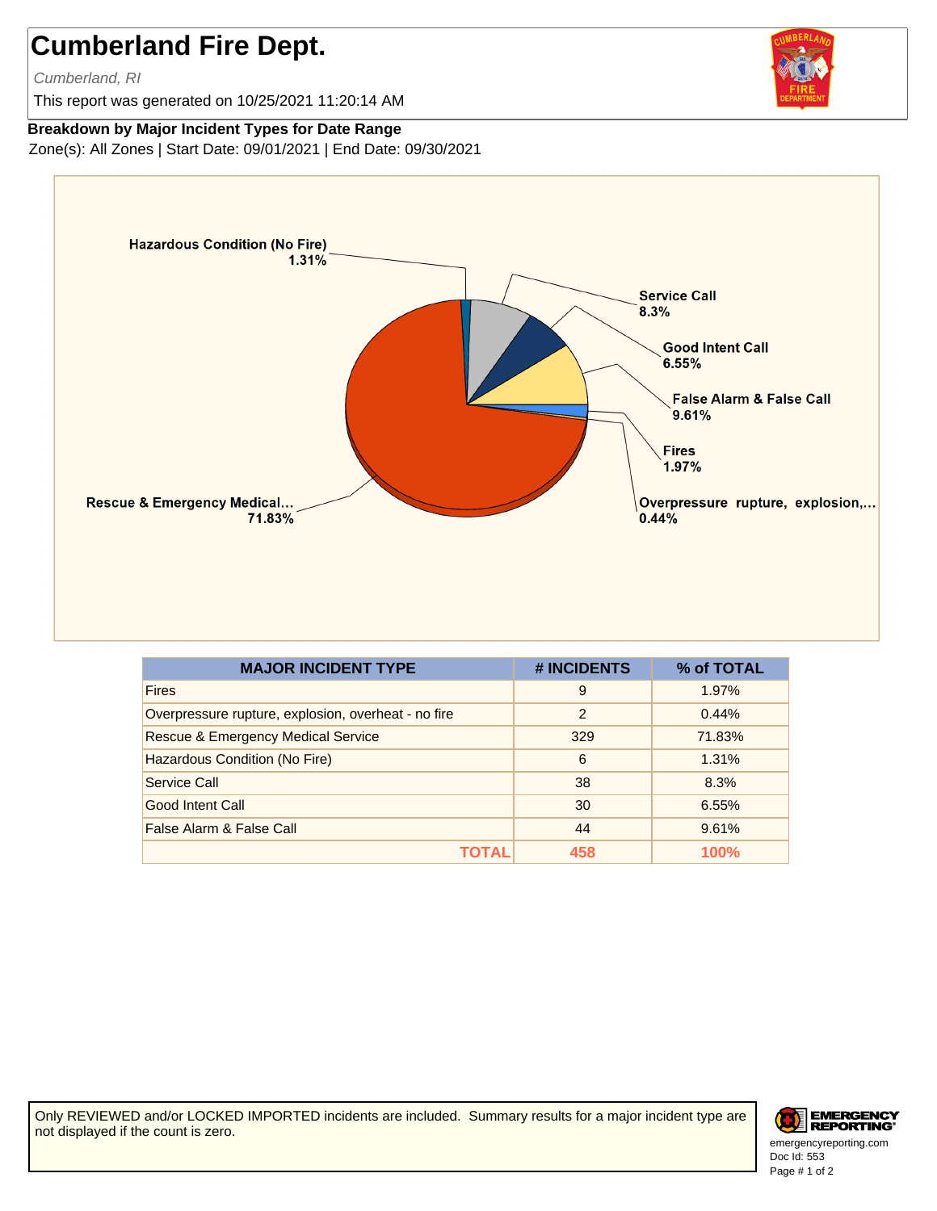# Cumberland Fire Dept.

*Cumberland, RI*

This report was generated on 10/25/2021 11:20:14 AM

**Breakdown by Major Incident Types for Date Range**

Zone(s): All Zones | Start Date: 09/01/2021 | End Date: 09/30/2021

Hazardous Condition (No Fire) 1.31%
Service Call 8.3%
Good Intent Call 6.55%
False Alarm & False Call 9.61%
Fires 1.97%
Overpressure rupture, explosion,... 0.44%
Rescue & Emergency Medical... 71.83%

| MAJOR INCIDENT TYPE | # INCIDENTS | % of TOTAL |
|---|---|---|
| Fires | 9 | 1.97% |
| Overpressure rupture, explosion, overheat - no fire | 2 | 0.44% |
| Rescue & Emergency Medical Service | 329 | 71.83% |
| Hazardous Condition (No Fire) | 6 | 1.31% |
| Service Call | 38 | 8.3% |
| Good Intent Call | 30 | 6.55% |
| False Alarm & False Call | 44 | 9.61% |
| **TOTAL** | **458** | **100%** |

Only REVIEWED and/or LOCKED IMPORTED incidents are included. Summary results for a major incident type are not displayed if the count is zero.

emergencyreporting.com
Doc Id: 553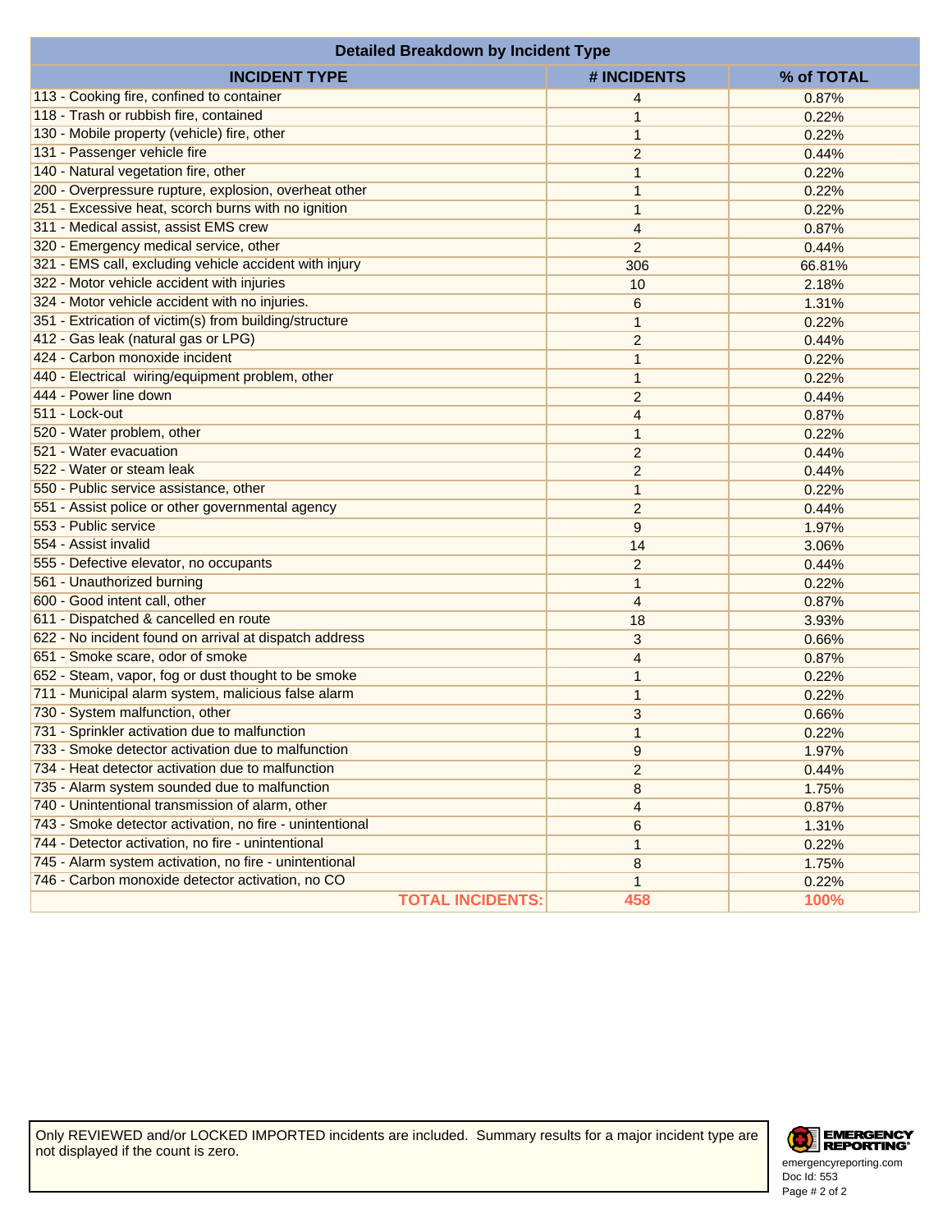## Detailed Breakdown by Incident Type

| INCIDENT TYPE | # INCIDENTS | % of TOTAL |
|---|---|---|
| 113 - Cooking fire, confined to container | 4 | 0.87% |
| 118 - Trash or rubbish fire, contained | 1 | 0.22% |
| 130 - Mobile property (vehicle) fire, other | 1 | 0.22% |
| 131 - Passenger vehicle fire | 2 | 0.44% |
| 140 - Natural vegetation fire, other | 1 | 0.22% |
| 200 - Overpressure rupture, explosion, overheat other | 1 | 0.22% |
| 251 - Excessive heat, scorch burns with no ignition | 1 | 0.22% |
| 311 - Medical assist, assist EMS crew | 4 | 0.87% |
| 320 - Emergency medical service, other | 2 | 0.44% |
| 321 - EMS call, excluding vehicle accident with injury | 306 | 66.81% |
| 322 - Motor vehicle accident with injuries | 10 | 2.18% |
| 324 - Motor vehicle accident with no injuries. | 6 | 1.31% |
| 351 - Extrication of victim(s) from building/structure | 1 | 0.22% |
| 412 - Gas leak (natural gas or LPG) | 2 | 0.44% |
| 424 - Carbon monoxide incident | 1 | 0.22% |
| 440 - Electrical wiring/equipment problem, other | 1 | 0.22% |
| 444 - Power line down | 2 | 0.44% |
| 511 - Lock-out | 4 | 0.87% |
| 520 - Water problem, other | 1 | 0.22% |
| 521 - Water evacuation | 2 | 0.44% |
| 522 - Water or steam leak | 2 | 0.44% |
| 550 - Public service assistance, other | 1 | 0.22% |
| 551 - Assist police or other governmental agency | 2 | 0.44% |
| 553 - Public service | 9 | 1.97% |
| 554 - Assist invalid | 14 | 3.06% |
| 555 - Defective elevator, no occupants | 2 | 0.44% |
| 561 - Unauthorized burning | 1 | 0.22% |
| 600 - Good intent call, other | 4 | 0.87% |
| 611 - Dispatched & cancelled en route | 18 | 3.93% |
| 622 - No incident found on arrival at dispatch address | 3 | 0.66% |
| 651 - Smoke scare, odor of smoke | 4 | 0.87% |
| 652 - Steam, vapor, fog or dust thought to be smoke | 1 | 0.22% |
| 711 - Municipal alarm system, malicious false alarm | 1 | 0.22% |
| 730 - System malfunction, other | 3 | 0.66% |
| 731 - Sprinkler activation due to malfunction | 1 | 0.22% |
| 733 - Smoke detector activation due to malfunction | 9 | 1.97% |
| 734 - Heat detector activation due to malfunction | 2 | 0.44% |
| 735 - Alarm system sounded due to malfunction | 8 | 1.75% |
| 740 - Unintentional transmission of alarm, other | 4 | 0.87% |
| 743 - Smoke detector activation, no fire - unintentional | 6 | 1.31% |
| 744 - Detector activation, no fire - unintentional | 1 | 0.22% |
| 745 - Alarm system activation, no fire - unintentional | 8 | 1.75% |
| 746 - Carbon monoxide detector activation, no CO | 1 | 0.22% |
| **TOTAL INCIDENTS:** | **458** | **100%** |

Only REVIEWED and/or LOCKED IMPORTED incidents are included. Summary results for a major incident type are not displayed if the count is zero.

EMERGENCY REPORTING®
emergencyreporting.com
Doc Id: 553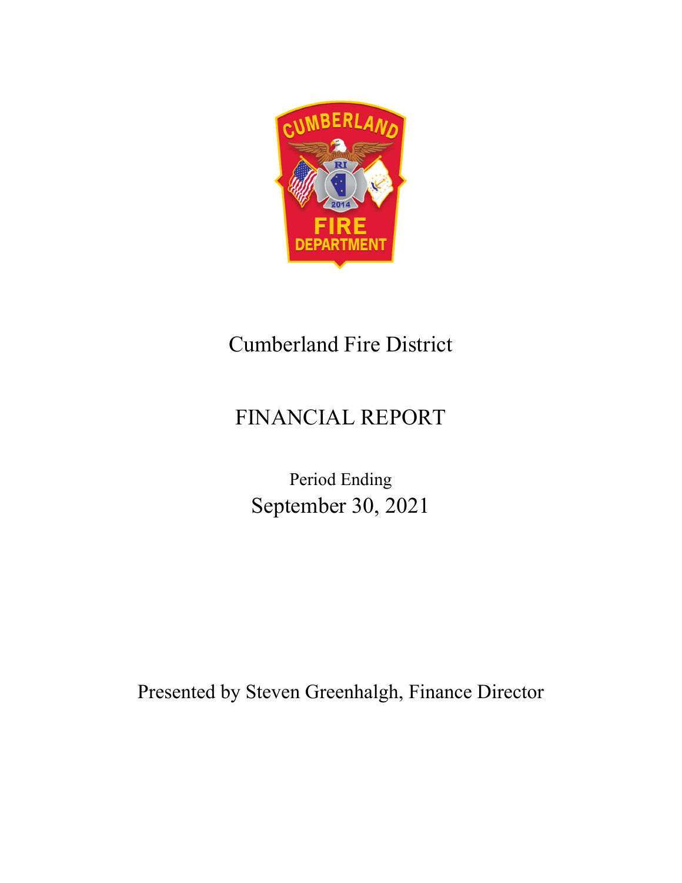Cumberland Fire District

# FINANCIAL REPORT

Period Ending

September 30, 2021

Presented by Steven Greenhalgh, Finance Director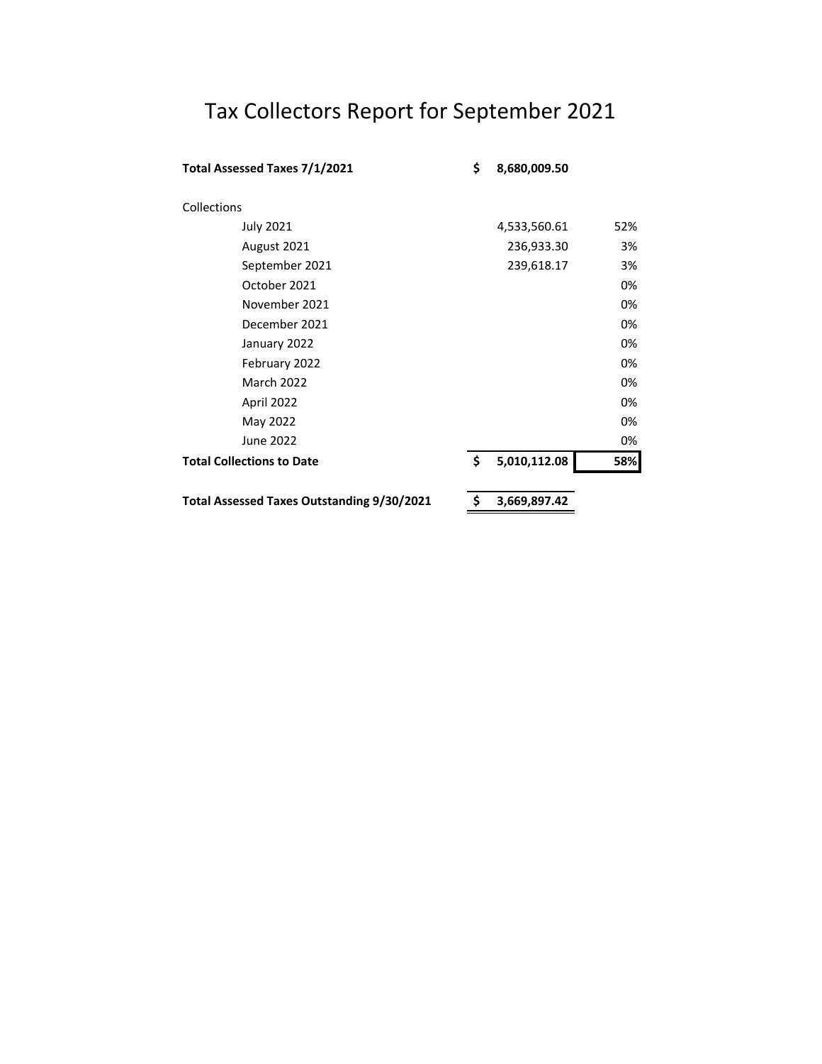# Tax Collectors Report for September 2021

| | | | |
|---|---|---|---|
| **Total Assessed Taxes 7/1/2021** | **$** | **8,680,009.50** | |
| | | | |
| Collections | | | |
| July 2021 | | 4,533,560.61 | 52% |
| August 2021 | | 236,933.30 | 3% |
| September 2021 | | 239,618.17 | 3% |
| October 2021 | | | 0% |
| November 2021 | | | 0% |
| December 2021 | | | 0% |
| January 2022 | | | 0% |
| February 2022 | | | 0% |
| March 2022 | | | 0% |
| April 2022 | | | 0% |
| May 2022 | | | 0% |
| June 2022 | | | 0% |
| **Total Collections to Date** | **$** | **5,010,112.08** | **58%** |
| | | | |
| **Total Assessed Taxes Outstanding 9/30/2021** | **$** | **3,669,897.42** | |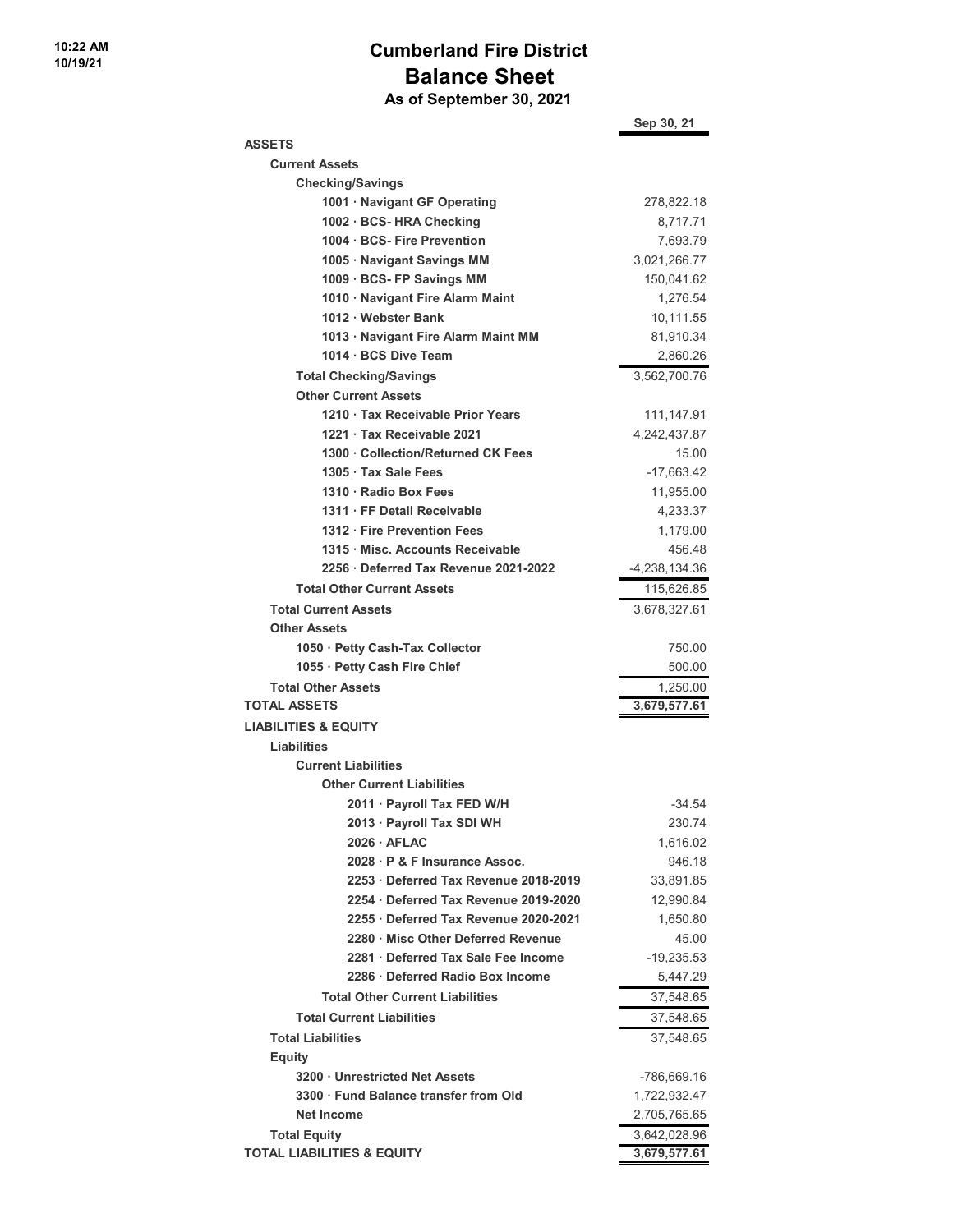10:22 AM
10/19/21

# Cumberland Fire District
## Balance Sheet
### As of September 30, 2021

| | Sep 30, 21 |
|---|---|
| **ASSETS** | |
| **Current Assets** | |
| **Checking/Savings** | |
| **1001 · Navigant GF Operating** | 278,822.18 |
| **1002 · BCS- HRA Checking** | 8,717.71 |
| **1004 · BCS- Fire Prevention** | 7,693.79 |
| **1005 · Navigant Savings MM** | 3,021,266.77 |
| **1009 · BCS- FP Savings MM** | 150,041.62 |
| **1010 · Navigant Fire Alarm Maint** | 1,276.54 |
| **1012 · Webster Bank** | 10,111.55 |
| **1013 · Navigant Fire Alarm Maint MM** | 81,910.34 |
| **1014 · BCS Dive Team** | 2,860.26 |
| **Total Checking/Savings** | 3,562,700.76 |
| **Other Current Assets** | |
| **1210 · Tax Receivable Prior Years** | 111,147.91 |
| **1221 · Tax Receivable 2021** | 4,242,437.87 |
| **1300 · Collection/Returned CK Fees** | 15.00 |
| **1305 · Tax Sale Fees** | -17,663.42 |
| **1310 · Radio Box Fees** | 11,955.00 |
| **1311 · FF Detail Receivable** | 4,233.37 |
| **1312 · Fire Prevention Fees** | 1,179.00 |
| **1315 · Misc. Accounts Receivable** | 456.48 |
| **2256 · Deferred Tax Revenue 2021-2022** | -4,238,134.36 |
| **Total Other Current Assets** | 115,626.85 |
| **Total Current Assets** | 3,678,327.61 |
| **Other Assets** | |
| **1050 · Petty Cash-Tax Collector** | 750.00 |
| **1055 · Petty Cash Fire Chief** | 500.00 |
| **Total Other Assets** | 1,250.00 |
| **TOTAL ASSETS** | **3,679,577.61** |
| **LIABILITIES & EQUITY** | |
| **Liabilities** | |
| **Current Liabilities** | |
| **Other Current Liabilities** | |
| **2011 · Payroll Tax FED W/H** | -34.54 |
| **2013 · Payroll Tax SDI WH** | 230.74 |
| **2026 · AFLAC** | 1,616.02 |
| **2028 · P & F Insurance Assoc.** | 946.18 |
| **2253 · Deferred Tax Revenue 2018-2019** | 33,891.85 |
| **2254 · Deferred Tax Revenue 2019-2020** | 12,990.84 |
| **2255 · Deferred Tax Revenue 2020-2021** | 1,650.80 |
| **2280 · Misc Other Deferred Revenue** | 45.00 |
| **2281 · Deferred Tax Sale Fee Income** | -19,235.53 |
| **2286 · Deferred Radio Box Income** | 5,447.29 |
| **Total Other Current Liabilities** | 37,548.65 |
| **Total Current Liabilities** | 37,548.65 |
| **Total Liabilities** | 37,548.65 |
| **Equity** | |
| **3200 · Unrestricted Net Assets** | -786,669.16 |
| **3300 · Fund Balance transfer from Old** | 1,722,932.47 |
| **Net Income** | 2,705,765.65 |
| **Total Equity** | 3,642,028.96 |
| **TOTAL LIABILITIES & EQUITY** | **3,679,577.61** |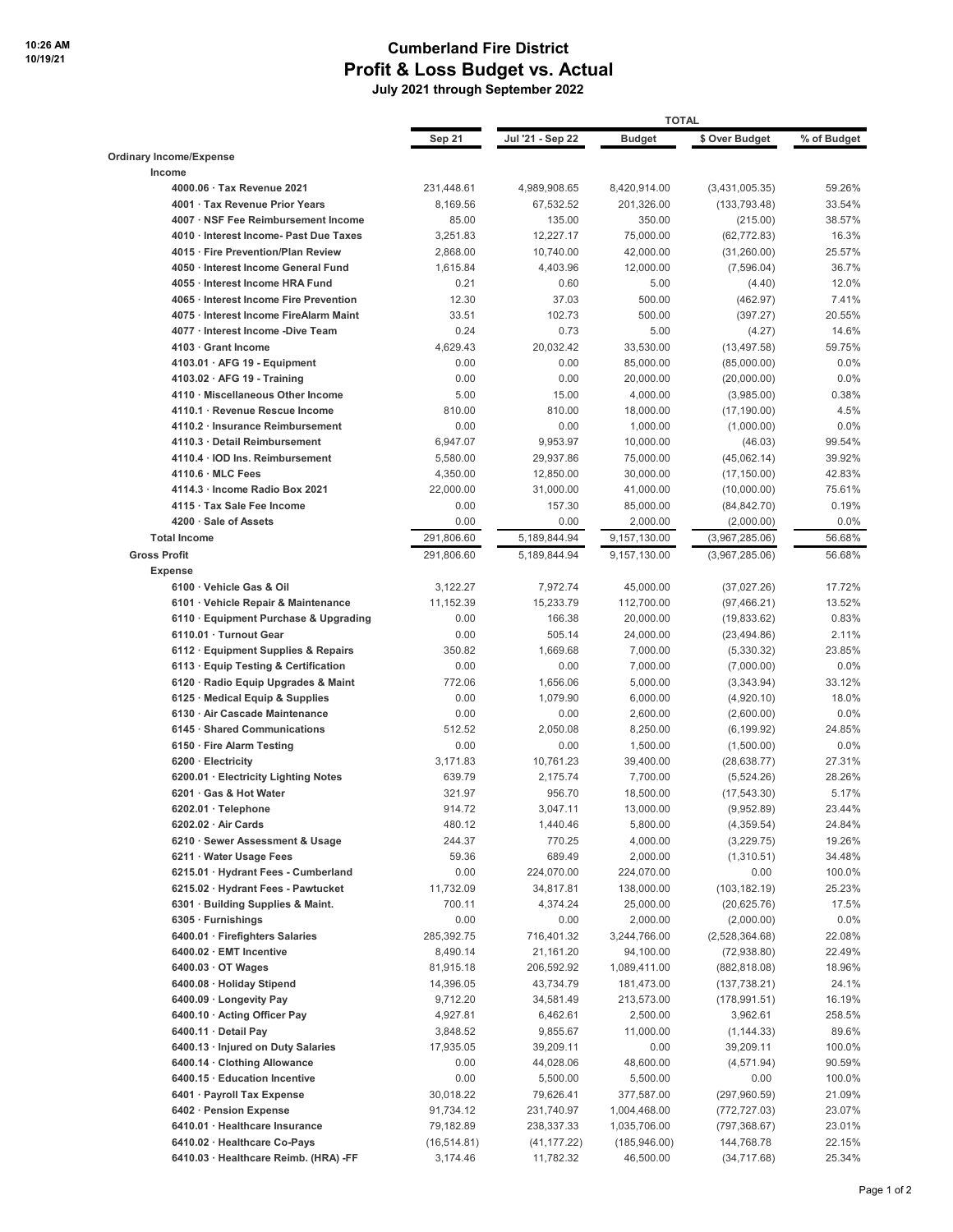# Cumberland Fire District
## Profit & Loss Budget vs. Actual
### July 2021 through September 2022

10:26 AM
10/19/21

| | Sep 21 | Jul '21 - Sep 22 | Budget | $ Over Budget | % of Budget |
|---|---|---|---|---|---|
| | | TOTAL | | | |
| **Ordinary Income/Expense** | | | | | |
| **Income** | | | | | |
| 4000.06 · Tax Revenue 2021 | 231,448.61 | 4,989,908.65 | 8,420,914.00 | (3,431,005.35) | 59.26% |
| 4001 · Tax Revenue Prior Years | 8,169.56 | 67,532.52 | 201,326.00 | (133,793.48) | 33.54% |
| 4007 · NSF Fee Reimbursement Income | 85.00 | 135.00 | 350.00 | (215.00) | 38.57% |
| 4010 · Interest Income- Past Due Taxes | 3,251.83 | 12,227.17 | 75,000.00 | (62,772.83) | 16.3% |
| 4015 · Fire Prevention/Plan Review | 2,868.00 | 10,740.00 | 42,000.00 | (31,260.00) | 25.57% |
| 4050 · Interest Income General Fund | 1,615.84 | 4,403.96 | 12,000.00 | (7,596.04) | 36.7% |
| 4055 · Interest Income HRA Fund | 0.21 | 0.60 | 5.00 | (4.40) | 12.0% |
| 4065 · Interest Income Fire Prevention | 12.30 | 37.03 | 500.00 | (462.97) | 7.41% |
| 4075 · Interest Income FireAlarm Maint | 33.51 | 102.73 | 500.00 | (397.27) | 20.55% |
| 4077 · Interest Income -Dive Team | 0.24 | 0.73 | 5.00 | (4.27) | 14.6% |
| 4103 · Grant Income | 4,629.43 | 20,032.42 | 33,530.00 | (13,497.58) | 59.75% |
| 4103.01 · AFG 19 - Equipment | 0.00 | 0.00 | 85,000.00 | (85,000.00) | 0.0% |
| 4103.02 · AFG 19 - Training | 0.00 | 0.00 | 20,000.00 | (20,000.00) | 0.0% |
| 4110 · Miscellaneous Other Income | 5.00 | 15.00 | 4,000.00 | (3,985.00) | 0.38% |
| 4110.1 · Revenue Rescue Income | 810.00 | 810.00 | 18,000.00 | (17,190.00) | 4.5% |
| 4110.2 · Insurance Reimbursement | 0.00 | 0.00 | 1,000.00 | (1,000.00) | 0.0% |
| 4110.3 · Detail Reimbursement | 6,947.07 | 9,953.97 | 10,000.00 | (46.03) | 99.54% |
| 4110.4 · IOD Ins. Reimbursement | 5,580.00 | 29,937.86 | 75,000.00 | (45,062.14) | 39.92% |
| 4110.6 · MLC Fees | 4,350.00 | 12,850.00 | 30,000.00 | (17,150.00) | 42.83% |
| 4114.3 · Income Radio Box 2021 | 22,000.00 | 31,000.00 | 41,000.00 | (10,000.00) | 75.61% |
| 4115 · Tax Sale Fee Income | 0.00 | 157.30 | 85,000.00 | (84,842.70) | 0.19% |
| 4200 · Sale of Assets | 0.00 | 0.00 | 2,000.00 | (2,000.00) | 0.0% |
| **Total Income** | 291,806.60 | 5,189,844.94 | 9,157,130.00 | (3,967,285.06) | 56.68% |
| **Gross Profit** | 291,806.60 | 5,189,844.94 | 9,157,130.00 | (3,967,285.06) | 56.68% |
| **Expense** | | | | | |
| 6100 · Vehicle Gas & Oil | 3,122.27 | 7,972.74 | 45,000.00 | (37,027.26) | 17.72% |
| 6101 · Vehicle Repair & Maintenance | 11,152.39 | 15,233.79 | 112,700.00 | (97,466.21) | 13.52% |
| 6110 · Equipment Purchase & Upgrading | 0.00 | 166.38 | 20,000.00 | (19,833.62) | 0.83% |
| 6110.01 · Turnout Gear | 0.00 | 505.14 | 24,000.00 | (23,494.86) | 2.11% |
| 6112 · Equipment Supplies & Repairs | 350.82 | 1,669.68 | 7,000.00 | (5,330.32) | 23.85% |
| 6113 · Equip Testing & Certification | 0.00 | 0.00 | 7,000.00 | (7,000.00) | 0.0% |
| 6120 · Radio Equip Upgrades & Maint | 772.06 | 1,656.06 | 5,000.00 | (3,343.94) | 33.12% |
| 6125 · Medical Equip & Supplies | 0.00 | 1,079.90 | 6,000.00 | (4,920.10) | 18.0% |
| 6130 · Air Cascade Maintenance | 0.00 | 0.00 | 2,600.00 | (2,600.00) | 0.0% |
| 6145 · Shared Communications | 512.52 | 2,050.08 | 8,250.00 | (6,199.92) | 24.85% |
| 6150 · Fire Alarm Testing | 0.00 | 0.00 | 1,500.00 | (1,500.00) | 0.0% |
| 6200 · Electricity | 3,171.83 | 10,761.23 | 39,400.00 | (28,638.77) | 27.31% |
| 6200.01 · Electricity Lighting Notes | 639.79 | 2,175.74 | 7,700.00 | (5,524.26) | 28.26% |
| 6201 · Gas & Hot Water | 321.97 | 956.70 | 18,500.00 | (17,543.30) | 5.17% |
| 6202.01 · Telephone | 914.72 | 3,047.11 | 13,000.00 | (9,952.89) | 23.44% |
| 6202.02 · Air Cards | 480.12 | 1,440.46 | 5,800.00 | (4,359.54) | 24.84% |
| 6210 · Sewer Assessment & Usage | 244.37 | 770.25 | 4,000.00 | (3,229.75) | 19.26% |
| 6211 · Water Usage Fees | 59.36 | 689.49 | 2,000.00 | (1,310.51) | 34.48% |
| 6215.01 · Hydrant Fees - Cumberland | 0.00 | 224,070.00 | 224,070.00 | 0.00 | 100.0% |
| 6215.02 · Hydrant Fees - Pawtucket | 11,732.09 | 34,817.81 | 138,000.00 | (103,182.19) | 25.23% |
| 6301 · Building Supplies & Maint. | 700.11 | 4,374.24 | 25,000.00 | (20,625.76) | 17.5% |
| 6305 · Furnishings | 0.00 | 0.00 | 2,000.00 | (2,000.00) | 0.0% |
| 6400.01 · Firefighters Salaries | 285,392.75 | 716,401.32 | 3,244,766.00 | (2,528,364.68) | 22.08% |
| 6400.02 · EMT Incentive | 8,490.14 | 21,161.20 | 94,100.00 | (72,938.80) | 22.49% |
| 6400.03 · OT Wages | 81,915.18 | 206,592.92 | 1,089,411.00 | (882,818.08) | 18.96% |
| 6400.08 · Holiday Stipend | 14,396.05 | 43,734.79 | 181,473.00 | (137,738.21) | 24.1% |
| 6400.09 · Longevity Pay | 9,712.20 | 34,581.49 | 213,573.00 | (178,991.51) | 16.19% |
| 6400.10 · Acting Officer Pay | 4,927.81 | 6,462.61 | 2,500.00 | 3,962.61 | 258.5% |
| 6400.11 · Detail Pay | 3,848.52 | 9,855.67 | 11,000.00 | (1,144.33) | 89.6% |
| 6400.13 · Injured on Duty Salaries | 17,935.05 | 39,209.11 | 0.00 | 39,209.11 | 100.0% |
| 6400.14 · Clothing Allowance | 0.00 | 44,028.06 | 48,600.00 | (4,571.94) | 90.59% |
| 6400.15 · Education Incentive | 0.00 | 5,500.00 | 5,500.00 | 0.00 | 100.0% |
| 6401 · Payroll Tax Expense | 30,018.22 | 79,626.41 | 377,587.00 | (297,960.59) | 21.09% |
| 6402 · Pension Expense | 91,734.12 | 231,740.97 | 1,004,468.00 | (772,727.03) | 23.07% |
| 6410.01 · Healthcare Insurance | 79,182.89 | 238,337.33 | 1,035,706.00 | (797,368.67) | 23.01% |
| 6410.02 · Healthcare Co-Pays | (16,514.81) | (41,177.22) | (185,946.00) | 144,768.78 | 22.15% |
| 6410.03 · Healthcare Reimb. (HRA) -FF | 3,174.46 | 11,782.32 | 46,500.00 | (34,717.68) | 25.34% |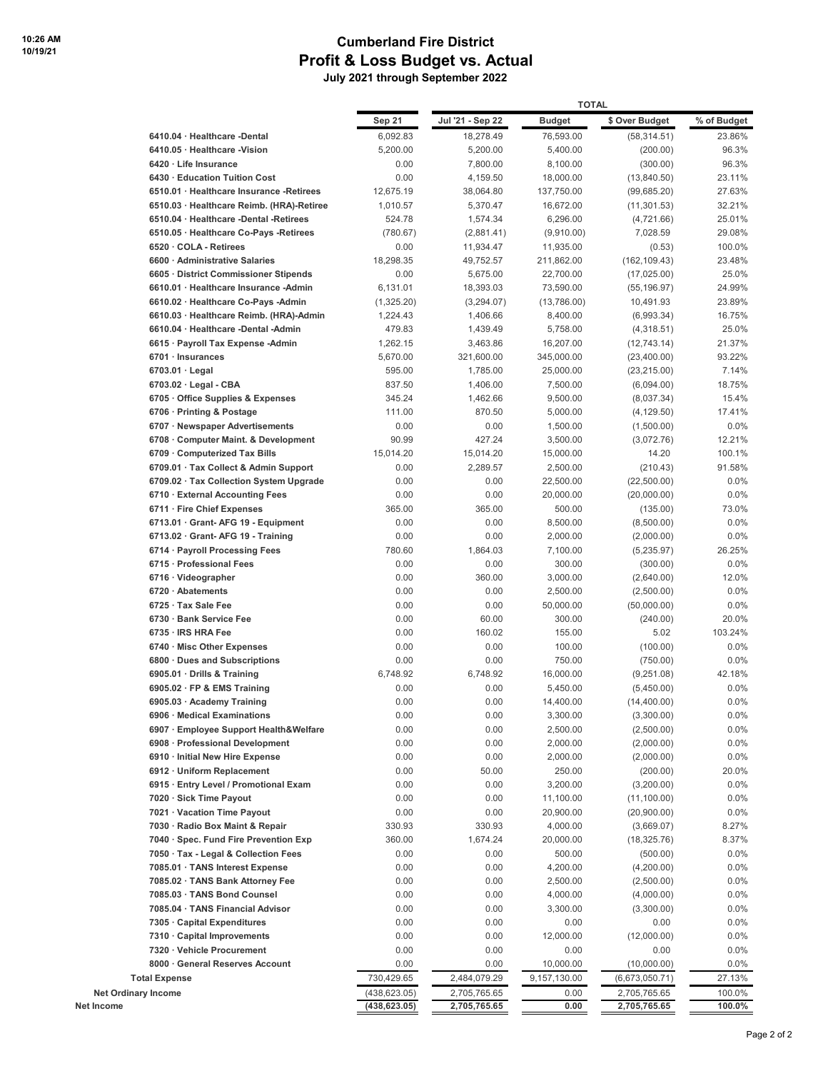10:26 AM
10/19/21

# Cumberland Fire District
## Profit & Loss Budget vs. Actual
### July 2021 through September 2022

| | | TOTAL | | | |
|---|---|---|---|---|---|
| | Sep 21 | Jul '21 - Sep 22 | Budget | $ Over Budget | % of Budget |
| 6410.04 · Healthcare -Dental | 6,092.83 | 18,278.49 | 76,593.00 | (58,314.51) | 23.86% |
| 6410.05 · Healthcare -Vision | 5,200.00 | 5,200.00 | 5,400.00 | (200.00) | 96.3% |
| 6420 · Life Insurance | 0.00 | 7,800.00 | 8,100.00 | (300.00) | 96.3% |
| 6430 · Education Tuition Cost | 0.00 | 4,159.50 | 18,000.00 | (13,840.50) | 23.11% |
| 6510.01 · Healthcare Insurance -Retirees | 12,675.19 | 38,064.80 | 137,750.00 | (99,685.20) | 27.63% |
| 6510.03 · Healthcare Reimb. (HRA)-Retiree | 1,010.57 | 5,370.47 | 16,672.00 | (11,301.53) | 32.21% |
| 6510.04 · Healthcare -Dental -Retirees | 524.78 | 1,574.34 | 6,296.00 | (4,721.66) | 25.01% |
| 6510.05 · Healthcare Co-Pays -Retirees | (780.67) | (2,881.41) | (9,910.00) | 7,028.59 | 29.08% |
| 6520 · COLA - Retirees | 0.00 | 11,934.47 | 11,935.00 | (0.53) | 100.0% |
| 6600 · Administrative Salaries | 18,298.35 | 49,752.57 | 211,862.00 | (162,109.43) | 23.48% |
| 6605 · District Commissioner Stipends | 0.00 | 5,675.00 | 22,700.00 | (17,025.00) | 25.0% |
| 6610.01 · Healthcare Insurance -Admin | 6,131.01 | 18,393.03 | 73,590.00 | (55,196.97) | 24.99% |
| 6610.02 · Healthcare Co-Pays -Admin | (1,325.20) | (3,294.07) | (13,786.00) | 10,491.93 | 23.89% |
| 6610.03 · Healthcare Reimb. (HRA)-Admin | 1,224.43 | 1,406.66 | 8,400.00 | (6,993.34) | 16.75% |
| 6610.04 · Healthcare -Dental -Admin | 479.83 | 1,439.49 | 5,758.00 | (4,318.51) | 25.0% |
| 6615 · Payroll Tax Expense -Admin | 1,262.15 | 3,463.86 | 16,207.00 | (12,743.14) | 21.37% |
| 6701 · Insurances | 5,670.00 | 321,600.00 | 345,000.00 | (23,400.00) | 93.22% |
| 6703.01 · Legal | 595.00 | 1,785.00 | 25,000.00 | (23,215.00) | 7.14% |
| 6703.02 · Legal - CBA | 837.50 | 1,406.00 | 7,500.00 | (6,094.00) | 18.75% |
| 6705 · Office Supplies & Expenses | 345.24 | 1,462.66 | 9,500.00 | (8,037.34) | 15.4% |
| 6706 · Printing & Postage | 111.00 | 870.50 | 5,000.00 | (4,129.50) | 17.41% |
| 6707 · Newspaper Advertisements | 0.00 | 0.00 | 1,500.00 | (1,500.00) | 0.0% |
| 6708 · Computer Maint. & Development | 90.99 | 427.24 | 3,500.00 | (3,072.76) | 12.21% |
| 6709 · Computerized Tax Bills | 15,014.20 | 15,014.20 | 15,000.00 | 14.20 | 100.1% |
| 6709.01 · Tax Collect & Admin Support | 0.00 | 2,289.57 | 2,500.00 | (210.43) | 91.58% |
| 6709.02 · Tax Collection System Upgrade | 0.00 | 0.00 | 22,500.00 | (22,500.00) | 0.0% |
| 6710 · External Accounting Fees | 0.00 | 0.00 | 20,000.00 | (20,000.00) | 0.0% |
| 6711 · Fire Chief Expenses | 365.00 | 365.00 | 500.00 | (135.00) | 73.0% |
| 6713.01 · Grant- AFG 19 - Equipment | 0.00 | 0.00 | 8,500.00 | (8,500.00) | 0.0% |
| 6713.02 · Grant- AFG 19 - Training | 0.00 | 0.00 | 2,000.00 | (2,000.00) | 0.0% |
| 6714 · Payroll Processing Fees | 780.60 | 1,864.03 | 7,100.00 | (5,235.97) | 26.25% |
| 6715 · Professional Fees | 0.00 | 0.00 | 300.00 | (300.00) | 0.0% |
| 6716 · Videographer | 0.00 | 360.00 | 3,000.00 | (2,640.00) | 12.0% |
| 6720 · Abatements | 0.00 | 0.00 | 2,500.00 | (2,500.00) | 0.0% |
| 6725 · Tax Sale Fee | 0.00 | 0.00 | 50,000.00 | (50,000.00) | 0.0% |
| 6730 · Bank Service Fee | 0.00 | 60.00 | 300.00 | (240.00) | 20.0% |
| 6735 · IRS HRA Fee | 0.00 | 160.02 | 155.00 | 5.02 | 103.24% |
| 6740 · Misc Other Expenses | 0.00 | 0.00 | 100.00 | (100.00) | 0.0% |
| 6800 · Dues and Subscriptions | 0.00 | 0.00 | 750.00 | (750.00) | 0.0% |
| 6905.01 · Drills & Training | 6,748.92 | 6,748.92 | 16,000.00 | (9,251.08) | 42.18% |
| 6905.02 · FP & EMS Training | 0.00 | 0.00 | 5,450.00 | (5,450.00) | 0.0% |
| 6905.03 · Academy Training | 0.00 | 0.00 | 14,400.00 | (14,400.00) | 0.0% |
| 6906 · Medical Examinations | 0.00 | 0.00 | 3,300.00 | (3,300.00) | 0.0% |
| 6907 · Employee Support Health&Welfare | 0.00 | 0.00 | 2,500.00 | (2,500.00) | 0.0% |
| 6908 · Professional Development | 0.00 | 0.00 | 2,000.00 | (2,000.00) | 0.0% |
| 6910 · Initial New Hire Expense | 0.00 | 0.00 | 2,000.00 | (2,000.00) | 0.0% |
| 6912 · Uniform Replacement | 0.00 | 50.00 | 250.00 | (200.00) | 20.0% |
| 6915 · Entry Level / Promotional Exam | 0.00 | 0.00 | 3,200.00 | (3,200.00) | 0.0% |
| 7020 · Sick Time Payout | 0.00 | 0.00 | 11,100.00 | (11,100.00) | 0.0% |
| 7021 · Vacation Time Payout | 0.00 | 0.00 | 20,900.00 | (20,900.00) | 0.0% |
| 7030 · Radio Box Maint & Repair | 330.93 | 330.93 | 4,000.00 | (3,669.07) | 8.27% |
| 7040 · Spec. Fund Fire Prevention Exp | 360.00 | 1,674.24 | 20,000.00 | (18,325.76) | 8.37% |
| 7050 · Tax - Legal & Collection Fees | 0.00 | 0.00 | 500.00 | (500.00) | 0.0% |
| 7085.01 · TANS Interest Expense | 0.00 | 0.00 | 4,200.00 | (4,200.00) | 0.0% |
| 7085.02 · TANS Bank Attorney Fee | 0.00 | 0.00 | 2,500.00 | (2,500.00) | 0.0% |
| 7085.03 · TANS Bond Counsel | 0.00 | 0.00 | 4,000.00 | (4,000.00) | 0.0% |
| 7085.04 · TANS Financial Advisor | 0.00 | 0.00 | 3,300.00 | (3,300.00) | 0.0% |
| 7305 · Capital Expenditures | 0.00 | 0.00 | 0.00 | 0.00 | 0.0% |
| 7310 · Capital Improvements | 0.00 | 0.00 | 12,000.00 | (12,000.00) | 0.0% |
| 7320 · Vehicle Procurement | 0.00 | 0.00 | 0.00 | 0.00 | 0.0% |
| 8000 · General Reserves Account | 0.00 | 0.00 | 10,000.00 | (10,000.00) | 0.0% |
| Total Expense | 730,429.65 | 2,484,079.29 | 9,157,130.00 | (6,673,050.71) | 27.13% |
| Net Ordinary Income | (438,623.05) | 2,705,765.65 | 0.00 | 2,705,765.65 | 100.0% |
| **Net Income** | **(438,623.05)** | **2,705,765.65** | **0.00** | **2,705,765.65** | **100.0%** |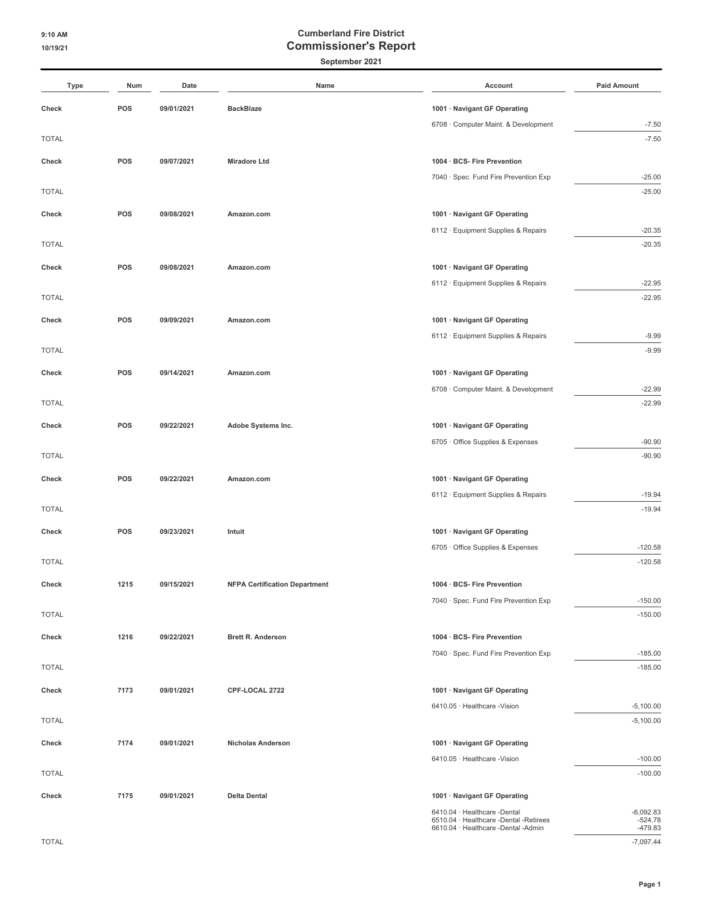# Cumberland Fire District

## Commissioner's Report

### September 2021

| Type | Num | Date | Name | Account | Paid Amount |
|---|---|---|---|---|---|
| **Check** | **POS** | **09/01/2021** | **BackBlaze** | **1001 · Navigant GF Operating** | |
| | | | | 6708 · Computer Maint. & Development | -7.50 |
| TOTAL | | | | | -7.50 |
| **Check** | **POS** | **09/07/2021** | **Miradore Ltd** | **1004 · BCS- Fire Prevention** | |
| | | | | 7040 · Spec. Fund Fire Prevention Exp | -25.00 |
| TOTAL | | | | | -25.00 |
| **Check** | **POS** | **09/08/2021** | **Amazon.com** | **1001 · Navigant GF Operating** | |
| | | | | 6112 · Equipment Supplies & Repairs | -20.35 |
| TOTAL | | | | | -20.35 |
| **Check** | **POS** | **09/08/2021** | **Amazon.com** | **1001 · Navigant GF Operating** | |
| | | | | 6112 · Equipment Supplies & Repairs | -22.95 |
| TOTAL | | | | | -22.95 |
| **Check** | **POS** | **09/09/2021** | **Amazon.com** | **1001 · Navigant GF Operating** | |
| | | | | 6112 · Equipment Supplies & Repairs | -9.99 |
| TOTAL | | | | | -9.99 |
| **Check** | **POS** | **09/14/2021** | **Amazon.com** | **1001 · Navigant GF Operating** | |
| | | | | 6708 · Computer Maint. & Development | -22.99 |
| TOTAL | | | | | -22.99 |
| **Check** | **POS** | **09/22/2021** | **Adobe Systems Inc.** | **1001 · Navigant GF Operating** | |
| | | | | 6705 · Office Supplies & Expenses | -90.90 |
| TOTAL | | | | | -90.90 |
| **Check** | **POS** | **09/22/2021** | **Amazon.com** | **1001 · Navigant GF Operating** | |
| | | | | 6112 · Equipment Supplies & Repairs | -19.94 |
| TOTAL | | | | | -19.94 |
| **Check** | **POS** | **09/23/2021** | **Intuit** | **1001 · Navigant GF Operating** | |
| | | | | 6705 · Office Supplies & Expenses | -120.58 |
| TOTAL | | | | | -120.58 |
| **Check** | **1215** | **09/15/2021** | **NFPA Certification Department** | **1004 · BCS- Fire Prevention** | |
| | | | | 7040 · Spec. Fund Fire Prevention Exp | -150.00 |
| TOTAL | | | | | -150.00 |
| **Check** | **1216** | **09/22/2021** | **Brett R. Anderson** | **1004 · BCS- Fire Prevention** | |
| | | | | 7040 · Spec. Fund Fire Prevention Exp | -185.00 |
| TOTAL | | | | | -185.00 |
| **Check** | **7173** | **09/01/2021** | **CPF-LOCAL 2722** | **1001 · Navigant GF Operating** | |
| | | | | 6410.05 · Healthcare -Vision | -5,100.00 |
| TOTAL | | | | | -5,100.00 |
| **Check** | **7174** | **09/01/2021** | **Nicholas Anderson** | **1001 · Navigant GF Operating** | |
| | | | | 6410.05 · Healthcare -Vision | -100.00 |
| TOTAL | | | | | -100.00 |
| **Check** | **7175** | **09/01/2021** | **Delta Dental** | **1001 · Navigant GF Operating** | |
| | | | | 6410.04 · Healthcare -Dental | -6,092.83 |
| | | | | 6510.04 · Healthcare -Dental -Retirees | -524.78 |
| | | | | 6610.04 · Healthcare -Dental -Admin | -479.83 |
| TOTAL | | | | | -7,097.44 |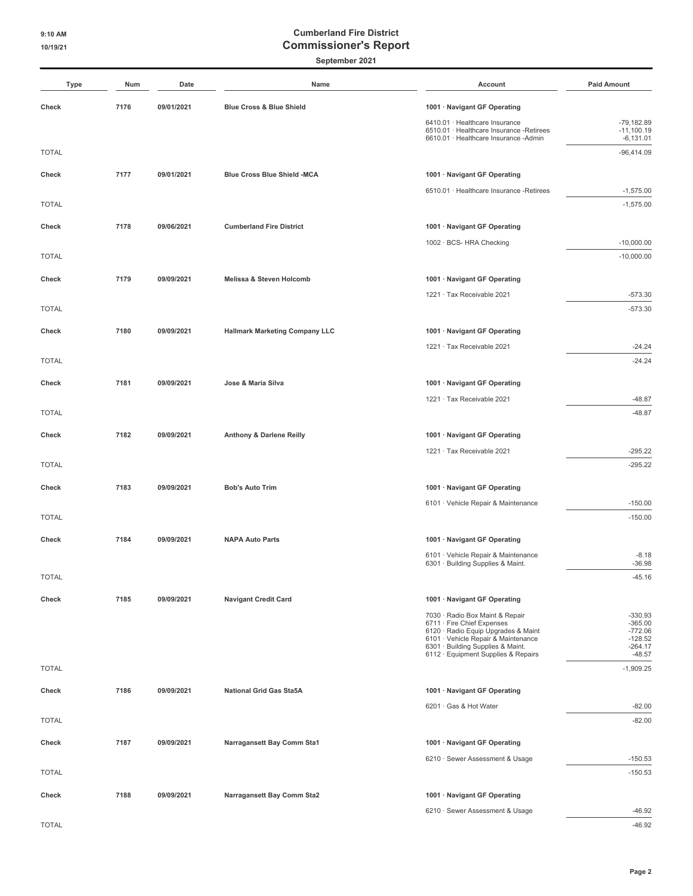**Cumberland Fire District**

# Commissioner's Report

**September 2021**

| Type | Num | Date | Name | Account | Paid Amount |
|---|---|---|---|---|---|
| **Check** | **7176** | **09/01/2021** | **Blue Cross & Blue Shield** | **1001 · Navigant GF Operating** | |
| | | | | 6410.01 · Healthcare Insurance | -79,182.89 |
| | | | | 6510.01 · Healthcare Insurance -Retirees | -11,100.19 |
| | | | | 6610.01 · Healthcare Insurance -Admin | -6,131.01 |
| TOTAL | | | | | -96,414.09 |
| **Check** | **7177** | **09/01/2021** | **Blue Cross Blue Shield -MCA** | **1001 · Navigant GF Operating** | |
| | | | | 6510.01 · Healthcare Insurance -Retirees | -1,575.00 |
| TOTAL | | | | | -1,575.00 |
| **Check** | **7178** | **09/06/2021** | **Cumberland Fire District** | **1001 · Navigant GF Operating** | |
| | | | | 1002 · BCS- HRA Checking | -10,000.00 |
| TOTAL | | | | | -10,000.00 |
| **Check** | **7179** | **09/09/2021** | **Melissa & Steven Holcomb** | **1001 · Navigant GF Operating** | |
| | | | | 1221 · Tax Receivable 2021 | -573.30 |
| TOTAL | | | | | -573.30 |
| **Check** | **7180** | **09/09/2021** | **Hallmark Marketing Company LLC** | **1001 · Navigant GF Operating** | |
| | | | | 1221 · Tax Receivable 2021 | -24.24 |
| TOTAL | | | | | -24.24 |
| **Check** | **7181** | **09/09/2021** | **Jose & Maria Silva** | **1001 · Navigant GF Operating** | |
| | | | | 1221 · Tax Receivable 2021 | -48.87 |
| TOTAL | | | | | -48.87 |
| **Check** | **7182** | **09/09/2021** | **Anthony & Darlene Reilly** | **1001 · Navigant GF Operating** | |
| | | | | 1221 · Tax Receivable 2021 | -295.22 |
| TOTAL | | | | | -295.22 |
| **Check** | **7183** | **09/09/2021** | **Bob's Auto Trim** | **1001 · Navigant GF Operating** | |
| | | | | 6101 · Vehicle Repair & Maintenance | -150.00 |
| TOTAL | | | | | -150.00 |
| **Check** | **7184** | **09/09/2021** | **NAPA Auto Parts** | **1001 · Navigant GF Operating** | |
| | | | | 6101 · Vehicle Repair & Maintenance | -8.18 |
| | | | | 6301 · Building Supplies & Maint. | -36.98 |
| TOTAL | | | | | -45.16 |
| **Check** | **7185** | **09/09/2021** | **Navigant Credit Card** | **1001 · Navigant GF Operating** | |
| | | | | 7030 · Radio Box Maint & Repair | -330.93 |
| | | | | 6711 · Fire Chief Expenses | -365.00 |
| | | | | 6120 · Radio Equip Upgrades & Maint | -772.06 |
| | | | | 6101 · Vehicle Repair & Maintenance | -128.52 |
| | | | | 6301 · Building Supplies & Maint. | -264.17 |
| | | | | 6112 · Equipment Supplies & Repairs | -48.57 |
| TOTAL | | | | | -1,909.25 |
| **Check** | **7186** | **09/09/2021** | **National Grid Gas Sta5A** | **1001 · Navigant GF Operating** | |
| | | | | 6201 · Gas & Hot Water | -82.00 |
| TOTAL | | | | | -82.00 |
| **Check** | **7187** | **09/09/2021** | **Narragansett Bay Comm Sta1** | **1001 · Navigant GF Operating** | |
| | | | | 6210 · Sewer Assessment & Usage | -150.53 |
| TOTAL | | | | | -150.53 |
| **Check** | **7188** | **09/09/2021** | **Narragansett Bay Comm Sta2** | **1001 · Navigant GF Operating** | |
| | | | | 6210 · Sewer Assessment & Usage | -46.92 |
| TOTAL | | | | | -46.92 |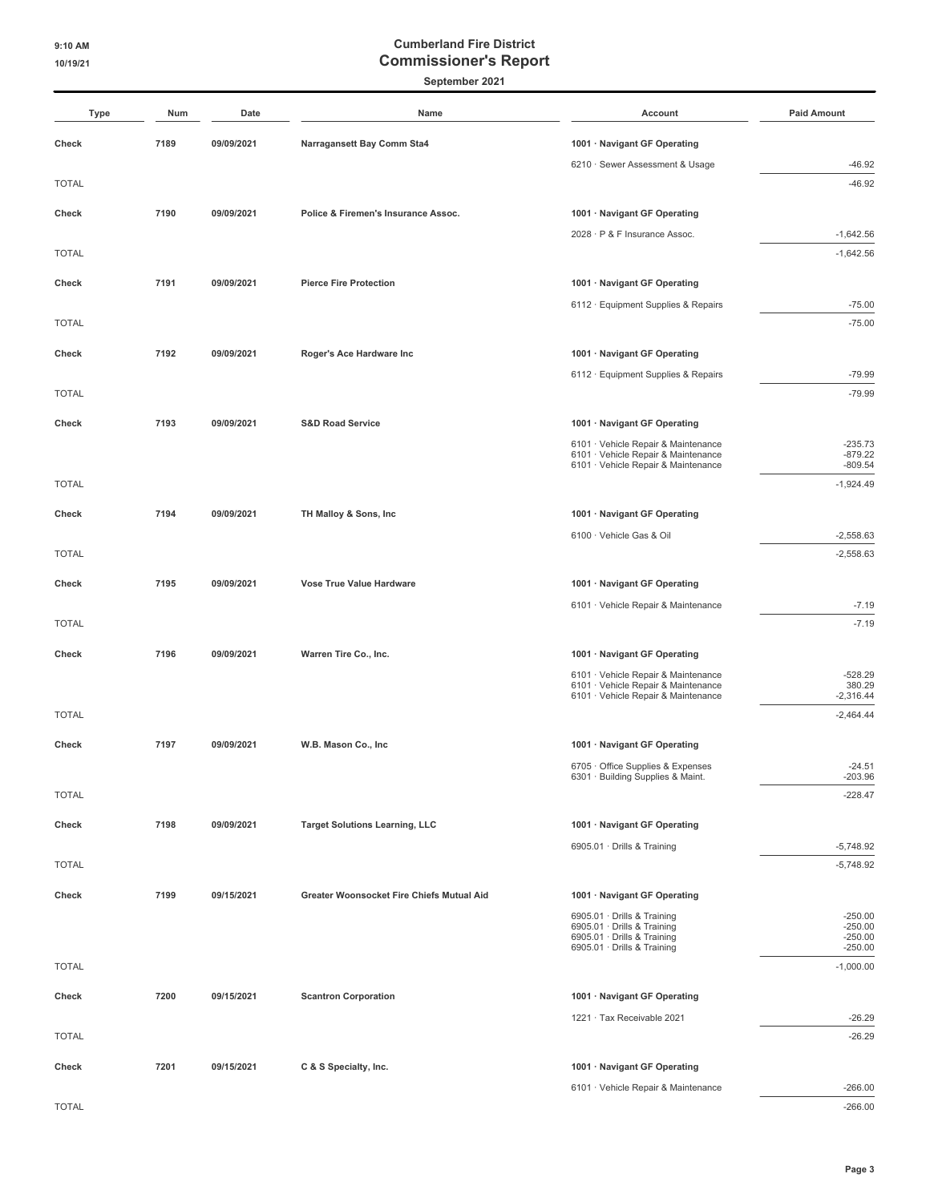# Cumberland Fire District
## Commissioner's Report
### September 2021

9:10 AM
10/19/21

| Type | Num | Date | Name | Account | Paid Amount |
|---|---|---|---|---|---|
| Check | 7189 | 09/09/2021 | Narragansett Bay Comm Sta4 | 1001 · Navigant GF Operating | |
| | | | | 6210 · Sewer Assessment & Usage | -46.92 |
| TOTAL | | | | | -46.92 |
| Check | 7190 | 09/09/2021 | Police & Firemen's Insurance Assoc. | 1001 · Navigant GF Operating | |
| | | | | 2028 · P & F Insurance Assoc. | -1,642.56 |
| TOTAL | | | | | -1,642.56 |
| Check | 7191 | 09/09/2021 | Pierce Fire Protection | 1001 · Navigant GF Operating | |
| | | | | 6112 · Equipment Supplies & Repairs | -75.00 |
| TOTAL | | | | | -75.00 |
| Check | 7192 | 09/09/2021 | Roger's Ace Hardware Inc | 1001 · Navigant GF Operating | |
| | | | | 6112 · Equipment Supplies & Repairs | -79.99 |
| TOTAL | | | | | -79.99 |
| Check | 7193 | 09/09/2021 | S&D Road Service | 1001 · Navigant GF Operating | |
| | | | | 6101 · Vehicle Repair & Maintenance | -235.73 |
| | | | | 6101 · Vehicle Repair & Maintenance | -879.22 |
| | | | | 6101 · Vehicle Repair & Maintenance | -809.54 |
| TOTAL | | | | | -1,924.49 |
| Check | 7194 | 09/09/2021 | TH Malloy & Sons, Inc | 1001 · Navigant GF Operating | |
| | | | | 6100 · Vehicle Gas & Oil | -2,558.63 |
| TOTAL | | | | | -2,558.63 |
| Check | 7195 | 09/09/2021 | Vose True Value Hardware | 1001 · Navigant GF Operating | |
| | | | | 6101 · Vehicle Repair & Maintenance | -7.19 |
| TOTAL | | | | | -7.19 |
| Check | 7196 | 09/09/2021 | Warren Tire Co., Inc. | 1001 · Navigant GF Operating | |
| | | | | 6101 · Vehicle Repair & Maintenance | -528.29 |
| | | | | 6101 · Vehicle Repair & Maintenance | 380.29 |
| | | | | 6101 · Vehicle Repair & Maintenance | -2,316.44 |
| TOTAL | | | | | -2,464.44 |
| Check | 7197 | 09/09/2021 | W.B. Mason Co., Inc | 1001 · Navigant GF Operating | |
| | | | | 6705 · Office Supplies & Expenses | -24.51 |
| | | | | 6301 · Building Supplies & Maint. | -203.96 |
| TOTAL | | | | | -228.47 |
| Check | 7198 | 09/09/2021 | Target Solutions Learning, LLC | 1001 · Navigant GF Operating | |
| | | | | 6905.01 · Drills & Training | -5,748.92 |
| TOTAL | | | | | -5,748.92 |
| Check | 7199 | 09/15/2021 | Greater Woonsocket Fire Chiefs Mutual Aid | 1001 · Navigant GF Operating | |
| | | | | 6905.01 · Drills & Training | -250.00 |
| | | | | 6905.01 · Drills & Training | -250.00 |
| | | | | 6905.01 · Drills & Training | -250.00 |
| | | | | 6905.01 · Drills & Training | -250.00 |
| TOTAL | | | | | -1,000.00 |
| Check | 7200 | 09/15/2021 | Scantron Corporation | 1001 · Navigant GF Operating | |
| | | | | 1221 · Tax Receivable 2021 | -26.29 |
| TOTAL | | | | | -26.29 |
| Check | 7201 | 09/15/2021 | C & S Specialty, Inc. | 1001 · Navigant GF Operating | |
| | | | | 6101 · Vehicle Repair & Maintenance | -266.00 |
| TOTAL | | | | | -266.00 |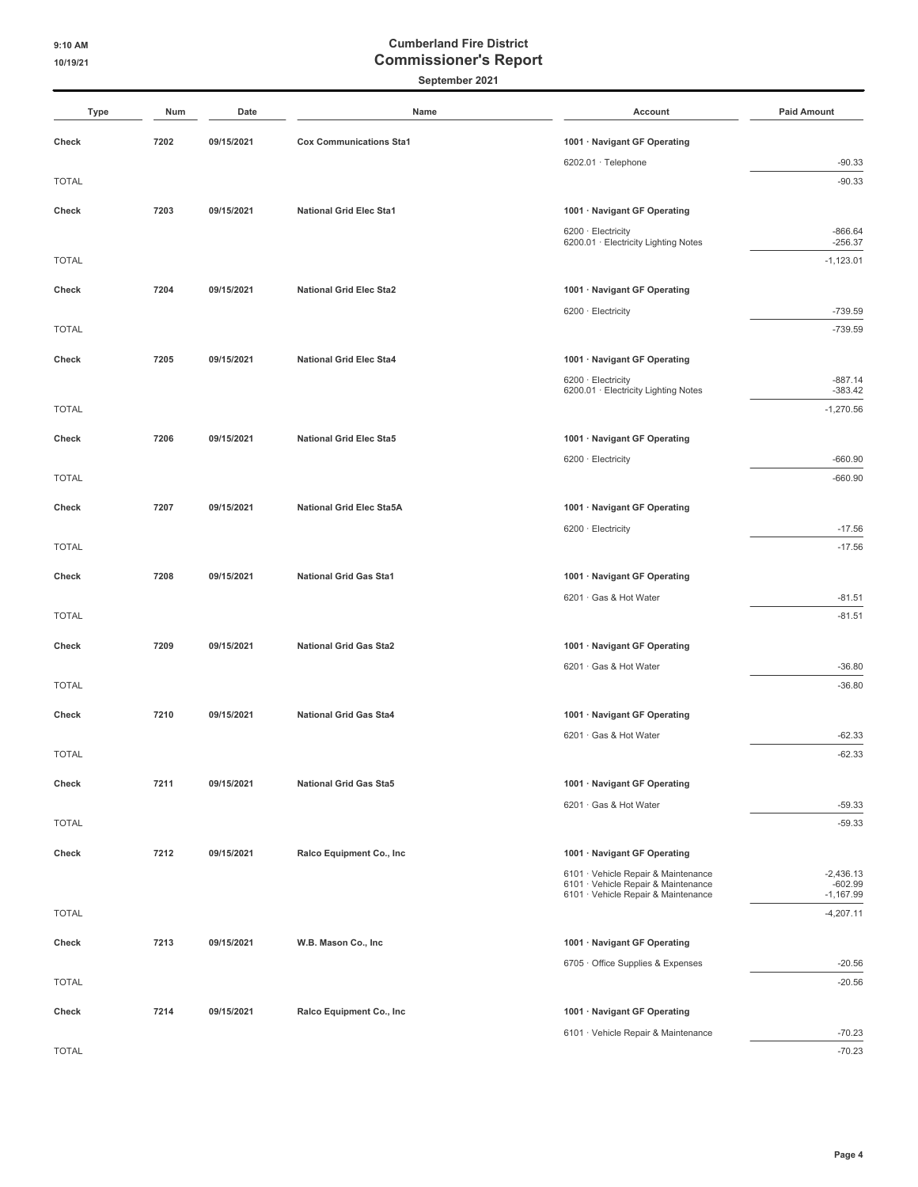# Cumberland Fire District
## Commissioner's Report
### September 2021

| Type | Num | Date | Name | Account | Paid Amount |
|---|---|---|---|---|---|
| **Check** | **7202** | **09/15/2021** | **Cox Communications Sta1** | **1001 · Navigant GF Operating** | |
| | | | | 6202.01 · Telephone | -90.33 |
| TOTAL | | | | | -90.33 |
| **Check** | **7203** | **09/15/2021** | **National Grid Elec Sta1** | **1001 · Navigant GF Operating** | |
| | | | | 6200 · Electricity | -866.64 |
| | | | | 6200.01 · Electricity Lighting Notes | -256.37 |
| TOTAL | | | | | -1,123.01 |
| **Check** | **7204** | **09/15/2021** | **National Grid Elec Sta2** | **1001 · Navigant GF Operating** | |
| | | | | 6200 · Electricity | -739.59 |
| TOTAL | | | | | -739.59 |
| **Check** | **7205** | **09/15/2021** | **National Grid Elec Sta4** | **1001 · Navigant GF Operating** | |
| | | | | 6200 · Electricity | -887.14 |
| | | | | 6200.01 · Electricity Lighting Notes | -383.42 |
| TOTAL | | | | | -1,270.56 |
| **Check** | **7206** | **09/15/2021** | **National Grid Elec Sta5** | **1001 · Navigant GF Operating** | |
| | | | | 6200 · Electricity | -660.90 |
| TOTAL | | | | | -660.90 |
| **Check** | **7207** | **09/15/2021** | **National Grid Elec Sta5A** | **1001 · Navigant GF Operating** | |
| | | | | 6200 · Electricity | -17.56 |
| TOTAL | | | | | -17.56 |
| **Check** | **7208** | **09/15/2021** | **National Grid Gas Sta1** | **1001 · Navigant GF Operating** | |
| | | | | 6201 · Gas & Hot Water | -81.51 |
| TOTAL | | | | | -81.51 |
| **Check** | **7209** | **09/15/2021** | **National Grid Gas Sta2** | **1001 · Navigant GF Operating** | |
| | | | | 6201 · Gas & Hot Water | -36.80 |
| TOTAL | | | | | -36.80 |
| **Check** | **7210** | **09/15/2021** | **National Grid Gas Sta4** | **1001 · Navigant GF Operating** | |
| | | | | 6201 · Gas & Hot Water | -62.33 |
| TOTAL | | | | | -62.33 |
| **Check** | **7211** | **09/15/2021** | **National Grid Gas Sta5** | **1001 · Navigant GF Operating** | |
| | | | | 6201 · Gas & Hot Water | -59.33 |
| TOTAL | | | | | -59.33 |
| **Check** | **7212** | **09/15/2021** | **Ralco Equipment Co., Inc** | **1001 · Navigant GF Operating** | |
| | | | | 6101 · Vehicle Repair & Maintenance | -2,436.13 |
| | | | | 6101 · Vehicle Repair & Maintenance | -602.99 |
| | | | | 6101 · Vehicle Repair & Maintenance | -1,167.99 |
| TOTAL | | | | | -4,207.11 |
| **Check** | **7213** | **09/15/2021** | **W.B. Mason Co., Inc** | **1001 · Navigant GF Operating** | |
| | | | | 6705 · Office Supplies & Expenses | -20.56 |
| TOTAL | | | | | -20.56 |
| **Check** | **7214** | **09/15/2021** | **Ralco Equipment Co., Inc** | **1001 · Navigant GF Operating** | |
| | | | | 6101 · Vehicle Repair & Maintenance | -70.23 |
| TOTAL | | | | | -70.23 |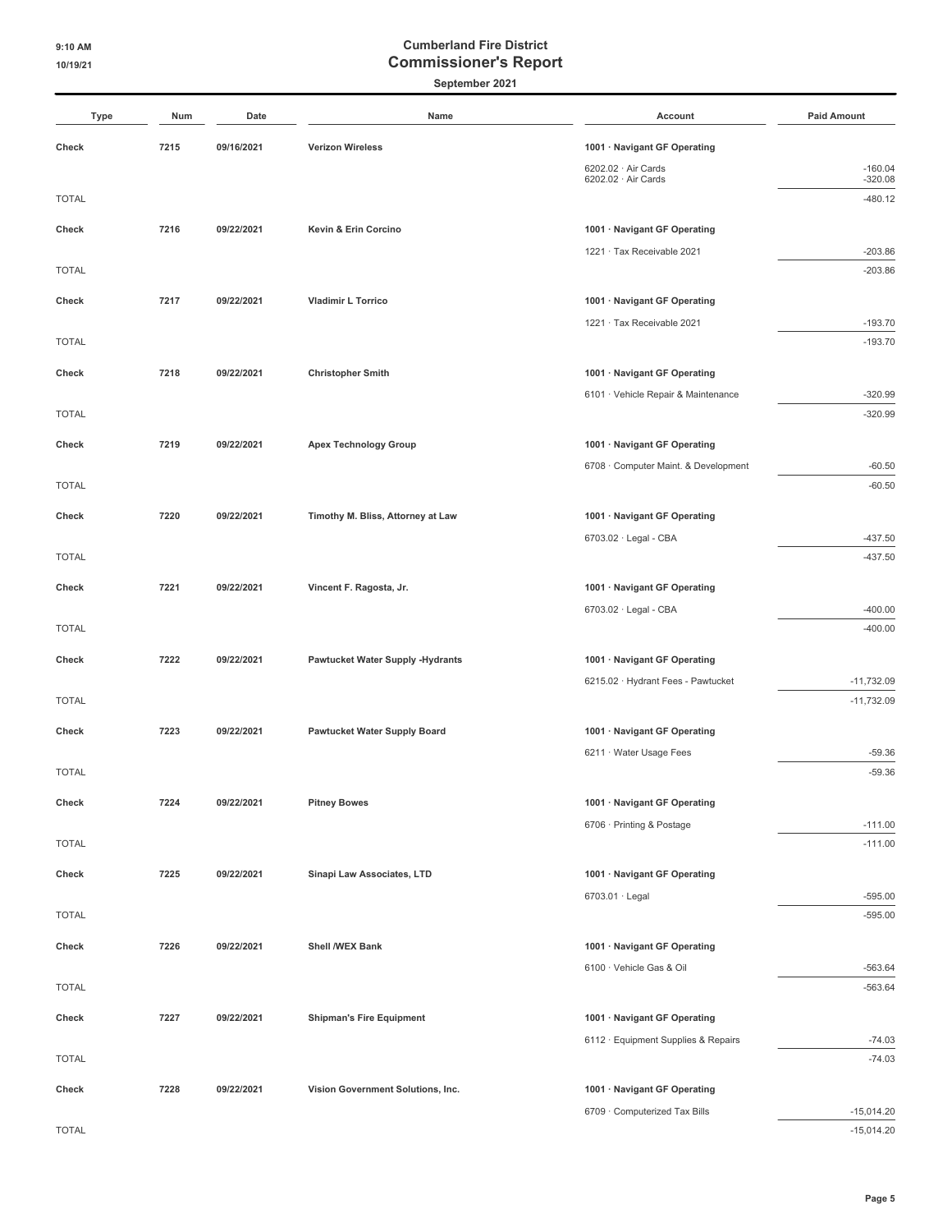# Cumberland Fire District
## Commissioner's Report
### September 2021

| Type | Num | Date | Name | Account | Paid Amount |
|---|---|---|---|---|---|
| Check | 7215 | 09/16/2021 | Verizon Wireless | 1001 · Navigant GF Operating | |
| | | | | 6202.02 · Air Cards | -160.04 |
| | | | | 6202.02 · Air Cards | -320.08 |
| TOTAL | | | | | -480.12 |
| Check | 7216 | 09/22/2021 | Kevin & Erin Corcino | 1001 · Navigant GF Operating | |
| | | | | 1221 · Tax Receivable 2021 | -203.86 |
| TOTAL | | | | | -203.86 |
| Check | 7217 | 09/22/2021 | Vladimir L Torrico | 1001 · Navigant GF Operating | |
| | | | | 1221 · Tax Receivable 2021 | -193.70 |
| TOTAL | | | | | -193.70 |
| Check | 7218 | 09/22/2021 | Christopher Smith | 1001 · Navigant GF Operating | |
| | | | | 6101 · Vehicle Repair & Maintenance | -320.99 |
| TOTAL | | | | | -320.99 |
| Check | 7219 | 09/22/2021 | Apex Technology Group | 1001 · Navigant GF Operating | |
| | | | | 6708 · Computer Maint. & Development | -60.50 |
| TOTAL | | | | | -60.50 |
| Check | 7220 | 09/22/2021 | Timothy M. Bliss, Attorney at Law | 1001 · Navigant GF Operating | |
| | | | | 6703.02 · Legal - CBA | -437.50 |
| TOTAL | | | | | -437.50 |
| Check | 7221 | 09/22/2021 | Vincent F. Ragosta, Jr. | 1001 · Navigant GF Operating | |
| | | | | 6703.02 · Legal - CBA | -400.00 |
| TOTAL | | | | | -400.00 |
| Check | 7222 | 09/22/2021 | Pawtucket Water Supply -Hydrants | 1001 · Navigant GF Operating | |
| | | | | 6215.02 · Hydrant Fees - Pawtucket | -11,732.09 |
| TOTAL | | | | | -11,732.09 |
| Check | 7223 | 09/22/2021 | Pawtucket Water Supply Board | 1001 · Navigant GF Operating | |
| | | | | 6211 · Water Usage Fees | -59.36 |
| TOTAL | | | | | -59.36 |
| Check | 7224 | 09/22/2021 | Pitney Bowes | 1001 · Navigant GF Operating | |
| | | | | 6706 · Printing & Postage | -111.00 |
| TOTAL | | | | | -111.00 |
| Check | 7225 | 09/22/2021 | Sinapi Law Associates, LTD | 1001 · Navigant GF Operating | |
| | | | | 6703.01 · Legal | -595.00 |
| TOTAL | | | | | -595.00 |
| Check | 7226 | 09/22/2021 | Shell /WEX Bank | 1001 · Navigant GF Operating | |
| | | | | 6100 · Vehicle Gas & Oil | -563.64 |
| TOTAL | | | | | -563.64 |
| Check | 7227 | 09/22/2021 | Shipman's Fire Equipment | 1001 · Navigant GF Operating | |
| | | | | 6112 · Equipment Supplies & Repairs | -74.03 |
| TOTAL | | | | | -74.03 |
| Check | 7228 | 09/22/2021 | Vision Government Solutions, Inc. | 1001 · Navigant GF Operating | |
| | | | | 6709 · Computerized Tax Bills | -15,014.20 |
| TOTAL | | | | | -15,014.20 |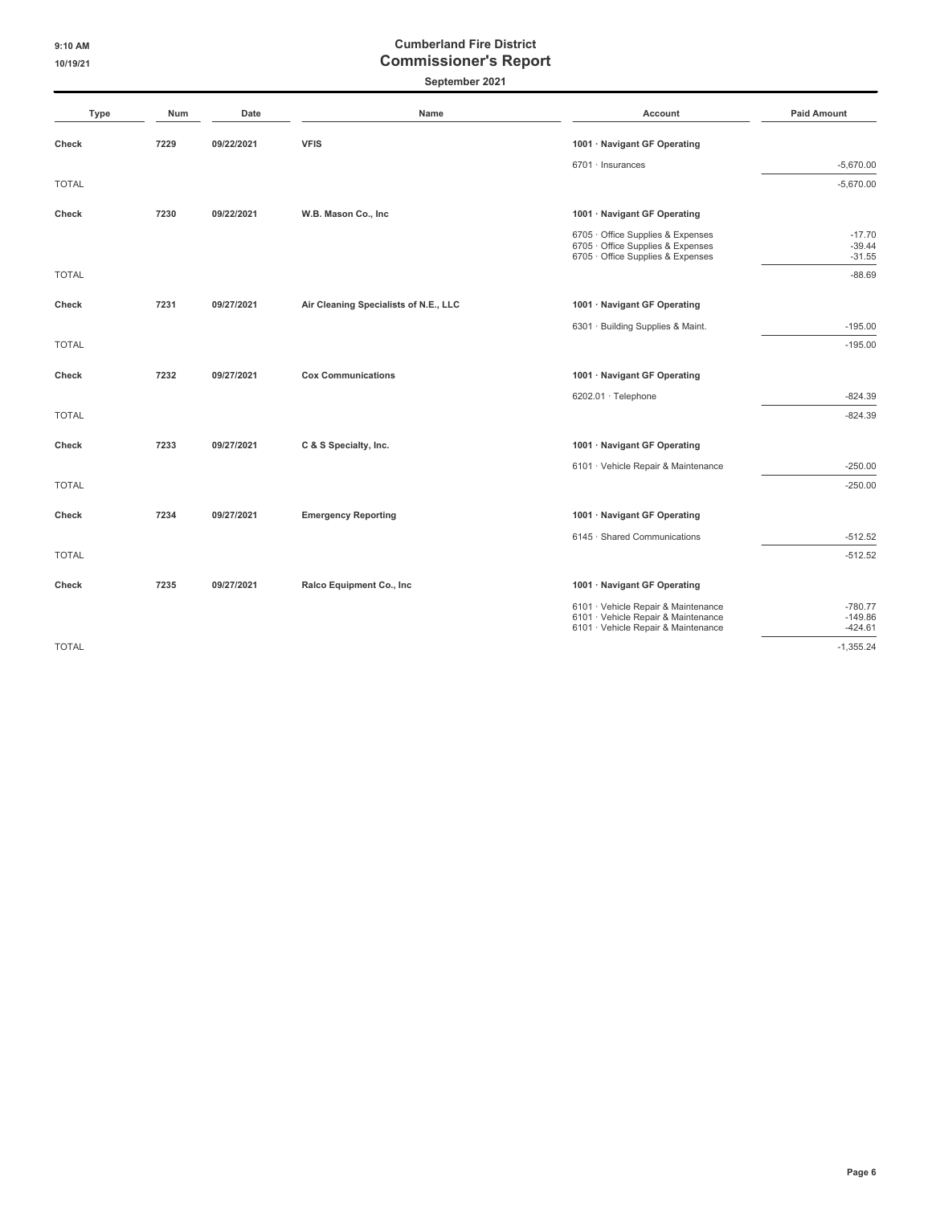**Cumberland Fire District**

# Commissioner's Report

**September 2021**

| Type | Num | Date | Name | Account | Paid Amount |
|---|---|---|---|---|---|
| **Check** | **7229** | **09/22/2021** | **VFIS** | **1001 · Navigant GF Operating** | |
| | | | | 6701 · Insurances | -5,670.00 |
| TOTAL | | | | | -5,670.00 |
| **Check** | **7230** | **09/22/2021** | **W.B. Mason Co., Inc** | **1001 · Navigant GF Operating** | |
| | | | | 6705 · Office Supplies & Expenses | -17.70 |
| | | | | 6705 · Office Supplies & Expenses | -39.44 |
| | | | | 6705 · Office Supplies & Expenses | -31.55 |
| TOTAL | | | | | -88.69 |
| **Check** | **7231** | **09/27/2021** | **Air Cleaning Specialists of N.E., LLC** | **1001 · Navigant GF Operating** | |
| | | | | 6301 · Building Supplies & Maint. | -195.00 |
| TOTAL | | | | | -195.00 |
| **Check** | **7232** | **09/27/2021** | **Cox Communications** | **1001 · Navigant GF Operating** | |
| | | | | 6202.01 · Telephone | -824.39 |
| TOTAL | | | | | -824.39 |
| **Check** | **7233** | **09/27/2021** | **C & S Specialty, Inc.** | **1001 · Navigant GF Operating** | |
| | | | | 6101 · Vehicle Repair & Maintenance | -250.00 |
| TOTAL | | | | | -250.00 |
| **Check** | **7234** | **09/27/2021** | **Emergency Reporting** | **1001 · Navigant GF Operating** | |
| | | | | 6145 · Shared Communications | -512.52 |
| TOTAL | | | | | -512.52 |
| **Check** | **7235** | **09/27/2021** | **Ralco Equipment Co., Inc** | **1001 · Navigant GF Operating** | |
| | | | | 6101 · Vehicle Repair & Maintenance | -780.77 |
| | | | | 6101 · Vehicle Repair & Maintenance | -149.86 |
| | | | | 6101 · Vehicle Repair & Maintenance | -424.61 |
| TOTAL | | | | | -1,355.24 |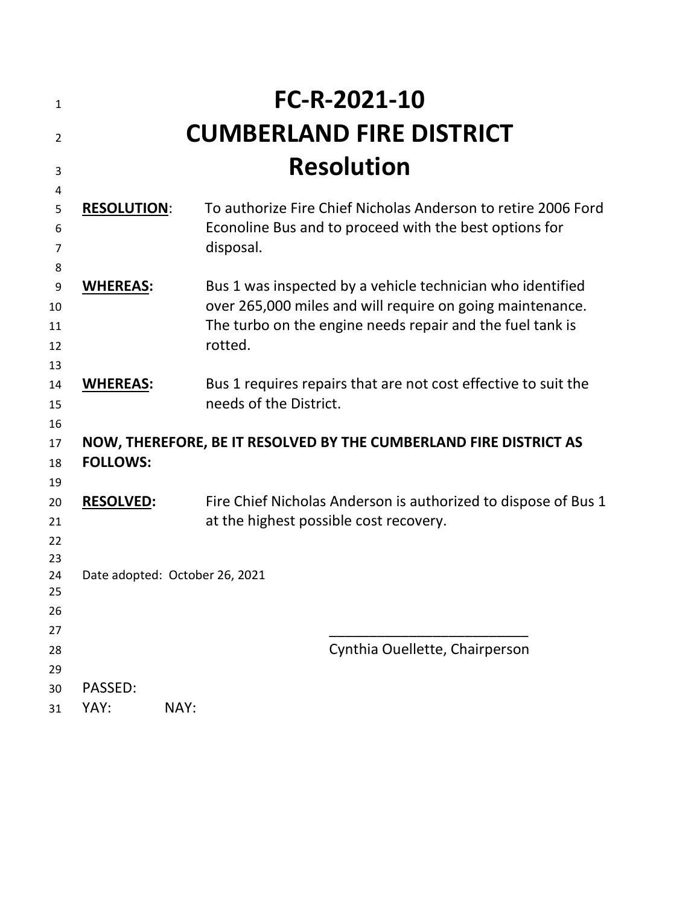# FC-R-2021-10
# CUMBERLAND FIRE DISTRICT
# Resolution

**RESOLUTION**: To authorize Fire Chief Nicholas Anderson to retire 2006 Ford Econoline Bus and to proceed with the best options for disposal.

**WHEREAS:** Bus 1 was inspected by a vehicle technician who identified over 265,000 miles and will require on going maintenance. The turbo on the engine needs repair and the fuel tank is rotted.

**WHEREAS:** Bus 1 requires repairs that are not cost effective to suit the needs of the District.

**NOW, THEREFORE, BE IT RESOLVED BY THE CUMBERLAND FIRE DISTRICT AS FOLLOWS:**

**RESOLVED:** Fire Chief Nicholas Anderson is authorized to dispose of Bus 1 at the highest possible cost recovery.

Date adopted: October 26, 2021

___________________________
Cynthia Ouellette, Chairperson

PASSED:
YAY: NAY: